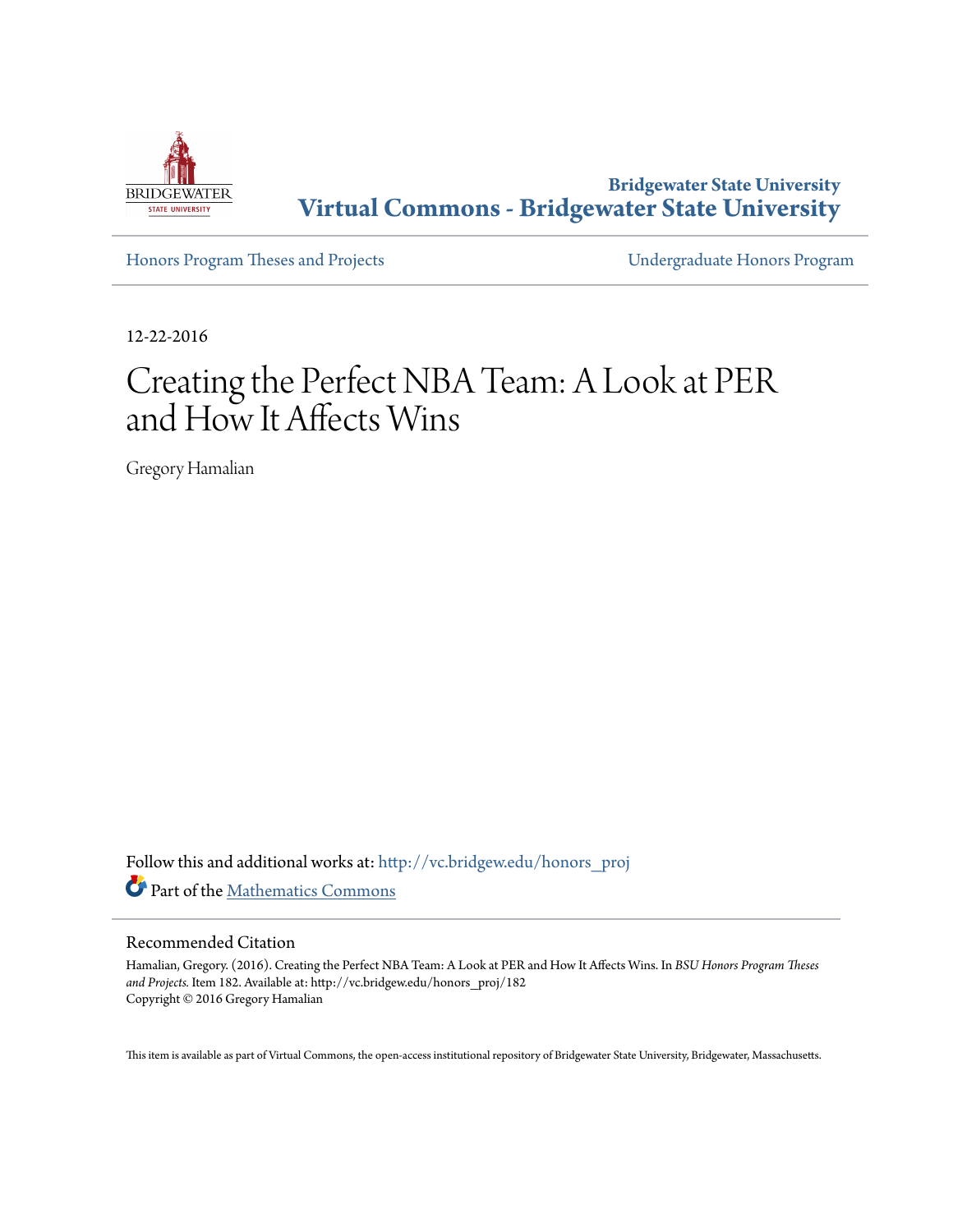Bridgewater State University

# Virtual Commons - Bridgewater State University

Honors Program Theses and Projects

Undergraduate Honors Program

12-22-2016

# Creating the Perfect NBA Team: A Look at PER and How It Affects Wins

Gregory Hamalian

Follow this and additional works at: http://vc.bridgew.edu/honors_proj

Part of the Mathematics Commons

## Recommended Citation

Hamalian, Gregory. (2016). Creating the Perfect NBA Team: A Look at PER and How It Affects Wins. In *BSU Honors Program Theses and Projects.* Item 182. Available at: http://vc.bridgew.edu/honors_proj/182
Copyright © 2016 Gregory Hamalian

This item is available as part of Virtual Commons, the open-access institutional repository of Bridgewater State University, Bridgewater, Massachusetts.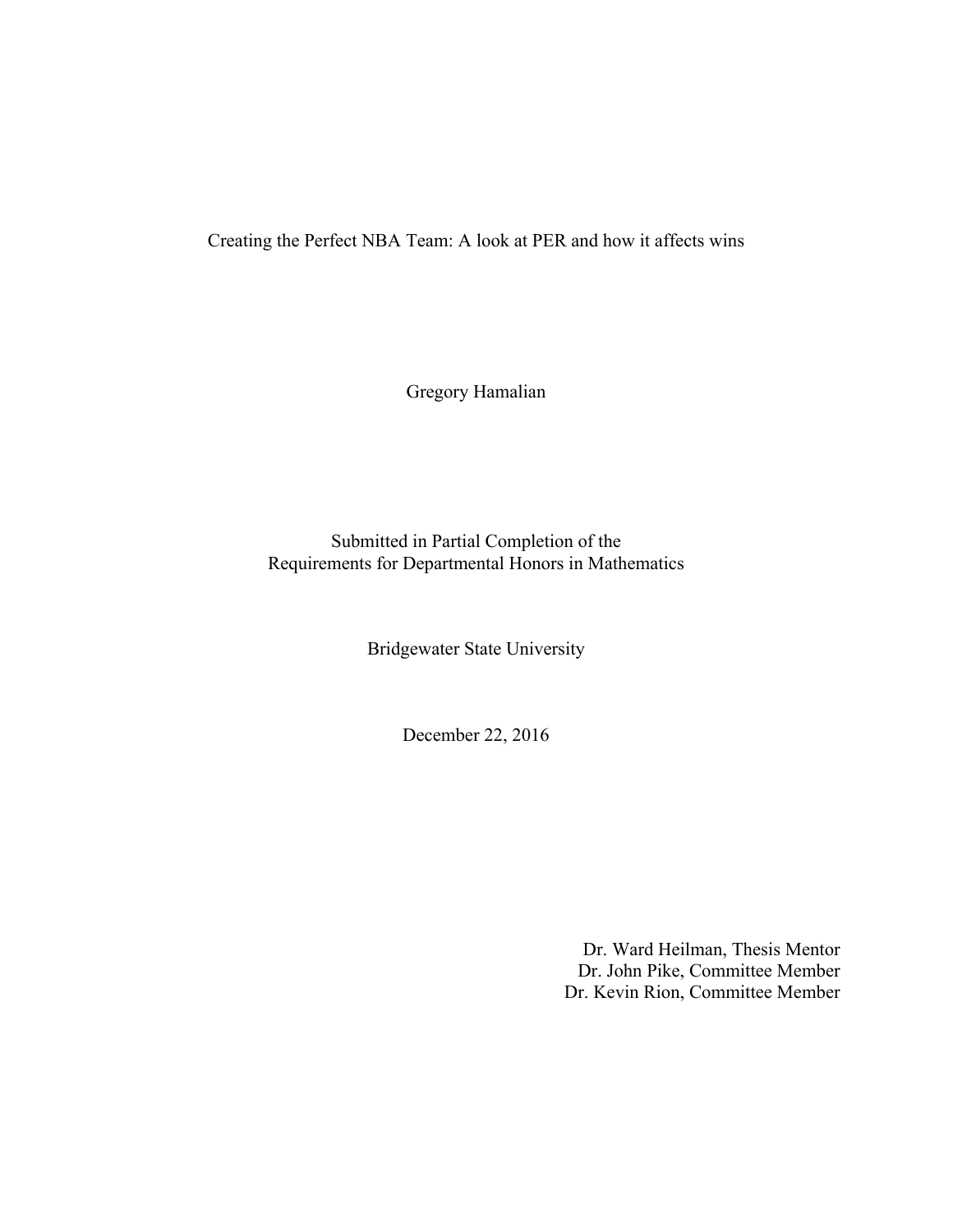# Creating the Perfect NBA Team: A look at PER and how it affects wins

Gregory Hamalian

Submitted in Partial Completion of the
Requirements for Departmental Honors in Mathematics

Bridgewater State University

December 22, 2016

Dr. Ward Heilman, Thesis Mentor
Dr. John Pike, Committee Member
Dr. Kevin Rion, Committee Member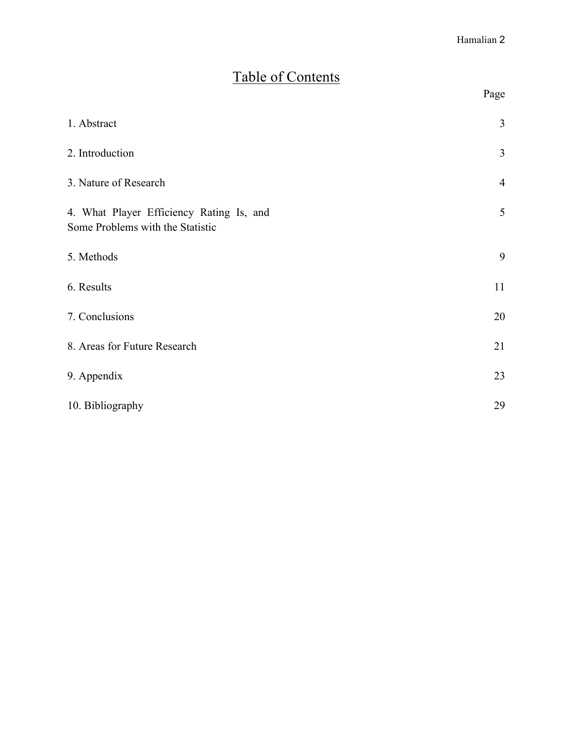# Table of Contents

| | Page |
|---|---|
| 1. Abstract | 3 |
| 2. Introduction | 3 |
| 3. Nature of Research | 4 |
| 4. What Player Efficiency Rating Is, and Some Problems with the Statistic | 5 |
| 5. Methods | 9 |
| 6. Results | 11 |
| 7. Conclusions | 20 |
| 8. Areas for Future Research | 21 |
| 9. Appendix | 23 |
| 10. Bibliography | 29 |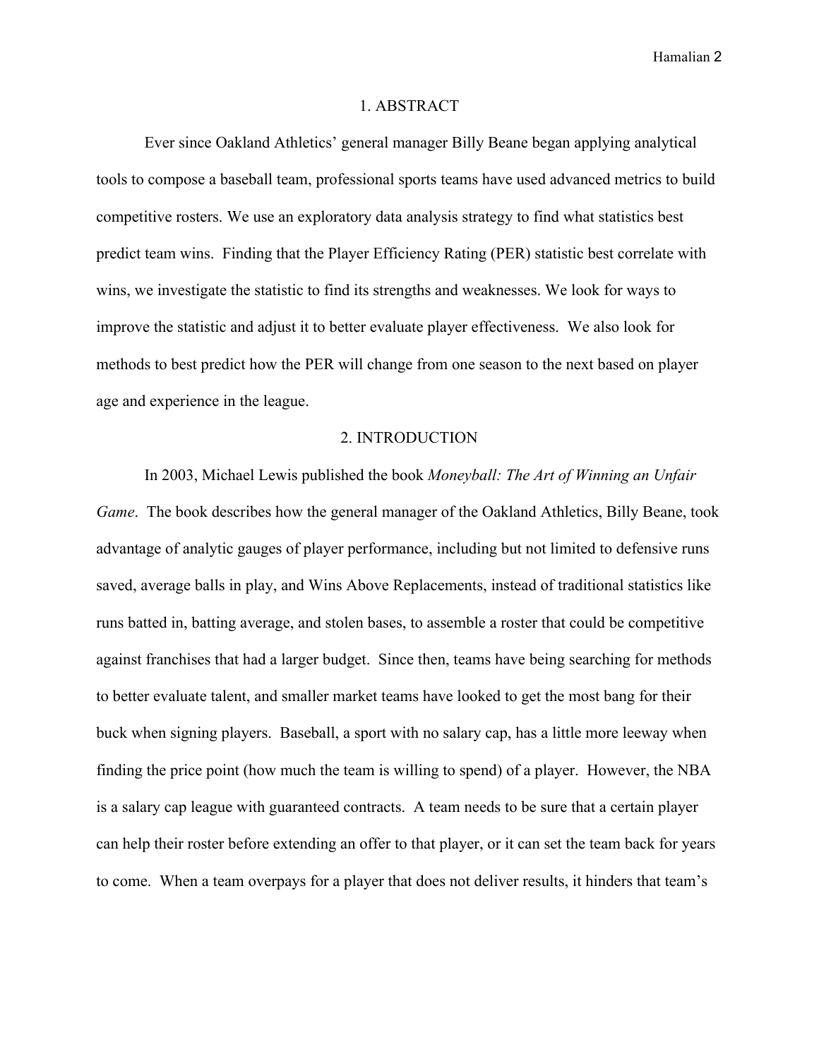# 1. ABSTRACT

Ever since Oakland Athletics' general manager Billy Beane began applying analytical tools to compose a baseball team, professional sports teams have used advanced metrics to build competitive rosters. We use an exploratory data analysis strategy to find what statistics best predict team wins. Finding that the Player Efficiency Rating (PER) statistic best correlate with wins, we investigate the statistic to find its strengths and weaknesses. We look for ways to improve the statistic and adjust it to better evaluate player effectiveness. We also look for methods to best predict how the PER will change from one season to the next based on player age and experience in the league.

# 2. INTRODUCTION

In 2003, Michael Lewis published the book *Moneyball: The Art of Winning an Unfair Game*. The book describes how the general manager of the Oakland Athletics, Billy Beane, took advantage of analytic gauges of player performance, including but not limited to defensive runs saved, average balls in play, and Wins Above Replacements, instead of traditional statistics like runs batted in, batting average, and stolen bases, to assemble a roster that could be competitive against franchises that had a larger budget. Since then, teams have being searching for methods to better evaluate talent, and smaller market teams have looked to get the most bang for their buck when signing players. Baseball, a sport with no salary cap, has a little more leeway when finding the price point (how much the team is willing to spend) of a player. However, the NBA is a salary cap league with guaranteed contracts. A team needs to be sure that a certain player can help their roster before extending an offer to that player, or it can set the team back for years to come. When a team overpays for a player that does not deliver results, it hinders that team's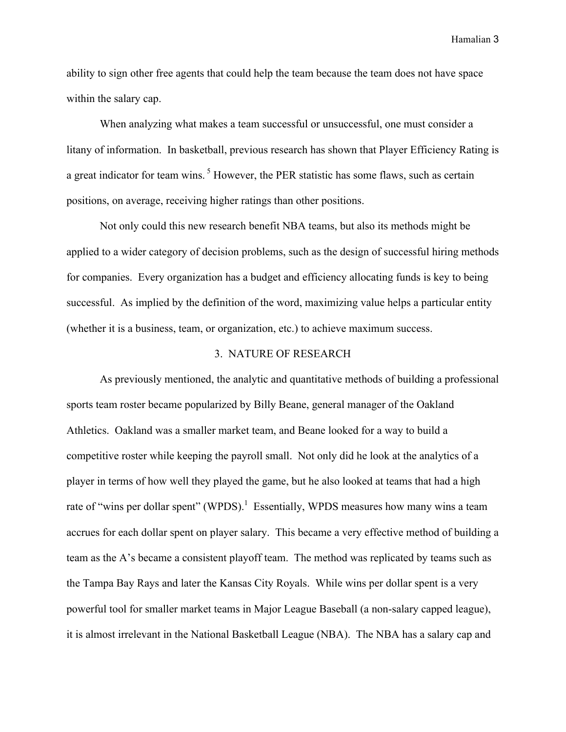ability to sign other free agents that could help the team because the team does not have space within the salary cap.

When analyzing what makes a team successful or unsuccessful, one must consider a litany of information. In basketball, previous research has shown that Player Efficiency Rating is a great indicator for team wins. [5] However, the PER statistic has some flaws, such as certain positions, on average, receiving higher ratings than other positions.

Not only could this new research benefit NBA teams, but also its methods might be applied to a wider category of decision problems, such as the design of successful hiring methods for companies. Every organization has a budget and efficiency allocating funds is key to being successful. As implied by the definition of the word, maximizing value helps a particular entity (whether it is a business, team, or organization, etc.) to achieve maximum success.

## 3. NATURE OF RESEARCH

As previously mentioned, the analytic and quantitative methods of building a professional sports team roster became popularized by Billy Beane, general manager of the Oakland Athletics. Oakland was a smaller market team, and Beane looked for a way to build a competitive roster while keeping the payroll small. Not only did he look at the analytics of a player in terms of how well they played the game, but he also looked at teams that had a high rate of "wins per dollar spent" (WPDS).[1] Essentially, WPDS measures how many wins a team accrues for each dollar spent on player salary. This became a very effective method of building a team as the A's became a consistent playoff team. The method was replicated by teams such as the Tampa Bay Rays and later the Kansas City Royals. While wins per dollar spent is a very powerful tool for smaller market teams in Major League Baseball (a non-salary capped league), it is almost irrelevant in the National Basketball League (NBA). The NBA has a salary cap and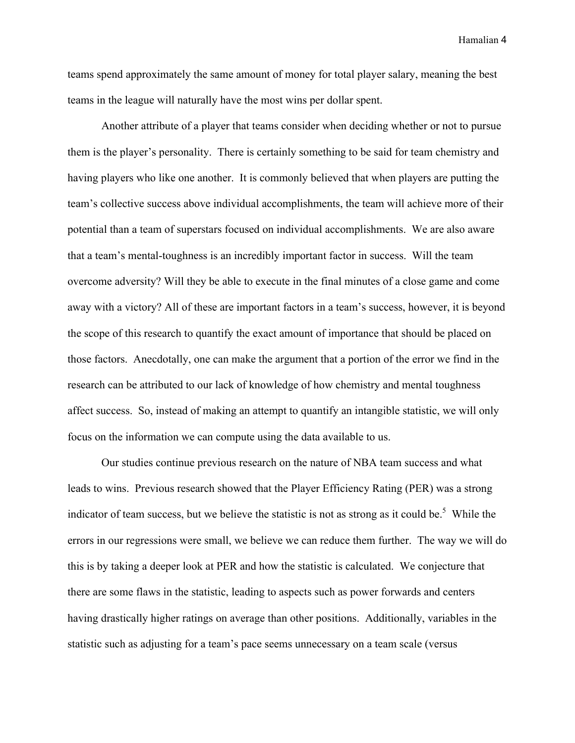teams spend approximately the same amount of money for total player salary, meaning the best teams in the league will naturally have the most wins per dollar spent.

Another attribute of a player that teams consider when deciding whether or not to pursue them is the player's personality. There is certainly something to be said for team chemistry and having players who like one another. It is commonly believed that when players are putting the team's collective success above individual accomplishments, the team will achieve more of their potential than a team of superstars focused on individual accomplishments. We are also aware that a team's mental-toughness is an incredibly important factor in success. Will the team overcome adversity? Will they be able to execute in the final minutes of a close game and come away with a victory? All of these are important factors in a team's success, however, it is beyond the scope of this research to quantify the exact amount of importance that should be placed on those factors. Anecdotally, one can make the argument that a portion of the error we find in the research can be attributed to our lack of knowledge of how chemistry and mental toughness affect success. So, instead of making an attempt to quantify an intangible statistic, we will only focus on the information we can compute using the data available to us.

Our studies continue previous research on the nature of NBA team success and what leads to wins. Previous research showed that the Player Efficiency Rating (PER) was a strong indicator of team success, but we believe the statistic is not as strong as it could be.[5] While the errors in our regressions were small, we believe we can reduce them further. The way we will do this is by taking a deeper look at PER and how the statistic is calculated. We conjecture that there are some flaws in the statistic, leading to aspects such as power forwards and centers having drastically higher ratings on average than other positions. Additionally, variables in the statistic such as adjusting for a team's pace seems unnecessary on a team scale (versus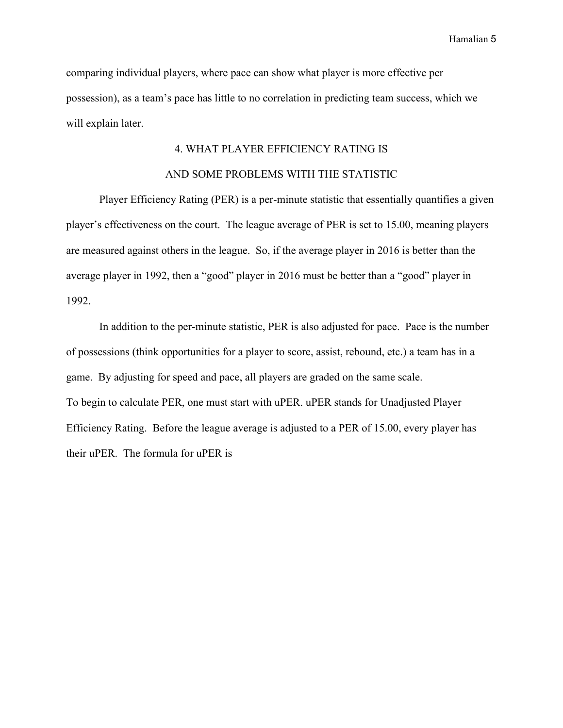comparing individual players, where pace can show what player is more effective per possession), as a team's pace has little to no correlation in predicting team success, which we will explain later.

## 4. WHAT PLAYER EFFICIENCY RATING IS AND SOME PROBLEMS WITH THE STATISTIC

Player Efficiency Rating (PER) is a per-minute statistic that essentially quantifies a given player's effectiveness on the court. The league average of PER is set to 15.00, meaning players are measured against others in the league. So, if the average player in 2016 is better than the average player in 1992, then a "good" player in 2016 must be better than a "good" player in 1992.

In addition to the per-minute statistic, PER is also adjusted for pace. Pace is the number of possessions (think opportunities for a player to score, assist, rebound, etc.) a team has in a game. By adjusting for speed and pace, all players are graded on the same scale.

To begin to calculate PER, one must start with uPER. uPER stands for Unadjusted Player Efficiency Rating. Before the league average is adjusted to a PER of 15.00, every player has their uPER. The formula for uPER is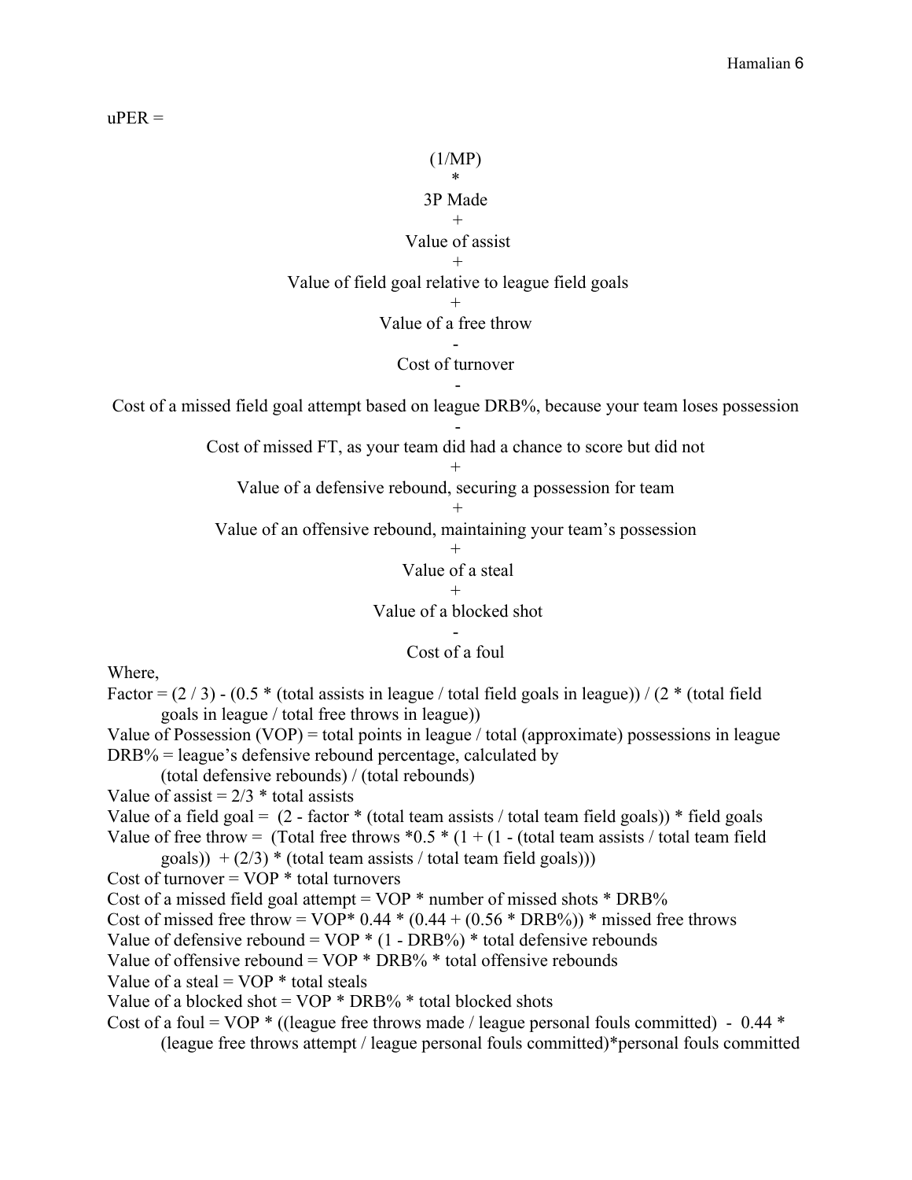uPER =

(1/MP)
*
3P Made
+
Value of assist
+
Value of field goal relative to league field goals
+
Value of a free throw
-
Cost of turnover
-
Cost of a missed field goal attempt based on league DRB%, because your team loses possession
-
Cost of missed FT, as your team did had a chance to score but did not
+
Value of a defensive rebound, securing a possession for team
+
Value of an offensive rebound, maintaining your team's possession
+
Value of a steal
+
Value of a blocked shot
-
Cost of a foul

Where,

Factor = (2 / 3) - (0.5 * (total assists in league / total field goals in league)) / (2 * (total field goals in league / total free throws in league))

Value of Possession (VOP) = total points in league / total (approximate) possessions in league

DRB% = league's defensive rebound percentage, calculated by (total defensive rebounds) / (total rebounds)

Value of assist = 2/3 * total assists

Value of a field goal = (2 - factor * (total team assists / total team field goals)) * field goals

Value of free throw = (Total free throws *0.5 * (1 + (1 - (total team assists / total team field goals)) + (2/3) * (total team assists / total team field goals)))

Cost of turnover = VOP * total turnovers

Cost of a missed field goal attempt = VOP * number of missed shots * DRB%

Cost of missed free throw = VOP* 0.44 * (0.44 + (0.56 * DRB%)) * missed free throws

Value of defensive rebound = VOP * (1 - DRB%) * total defensive rebounds

Value of offensive rebound = VOP * DRB% * total offensive rebounds

Value of a steal = VOP * total steals

Value of a blocked shot = VOP * DRB% * total blocked shots

Cost of a foul = VOP * ((league free throws made / league personal fouls committed) - 0.44 * (league free throws attempt / league personal fouls committed)*personal fouls committed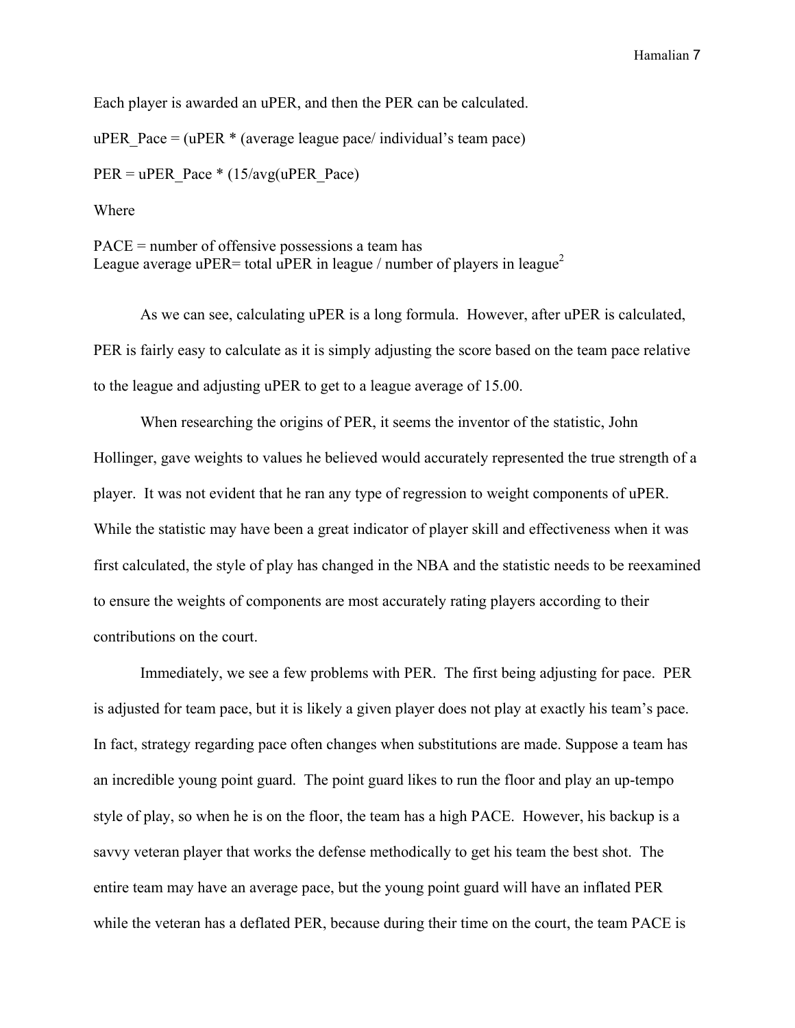Each player is awarded an uPER, and then the PER can be calculated.

uPER_Pace = (uPER * (average league pace/ individual's team pace)

PER = uPER_Pace * (15/avg(uPER_Pace)

Where

PACE = number of offensive possessions a team has
League average uPER= total uPER in league / number of players in league[2]

As we can see, calculating uPER is a long formula. However, after uPER is calculated, PER is fairly easy to calculate as it is simply adjusting the score based on the team pace relative to the league and adjusting uPER to get to a league average of 15.00.

When researching the origins of PER, it seems the inventor of the statistic, John Hollinger, gave weights to values he believed would accurately represented the true strength of a player. It was not evident that he ran any type of regression to weight components of uPER. While the statistic may have been a great indicator of player skill and effectiveness when it was first calculated, the style of play has changed in the NBA and the statistic needs to be reexamined to ensure the weights of components are most accurately rating players according to their contributions on the court.

Immediately, we see a few problems with PER. The first being adjusting for pace. PER is adjusted for team pace, but it is likely a given player does not play at exactly his team's pace. In fact, strategy regarding pace often changes when substitutions are made. Suppose a team has an incredible young point guard. The point guard likes to run the floor and play an up-tempo style of play, so when he is on the floor, the team has a high PACE. However, his backup is a savvy veteran player that works the defense methodically to get his team the best shot. The entire team may have an average pace, but the young point guard will have an inflated PER while the veteran has a deflated PER, because during their time on the court, the team PACE is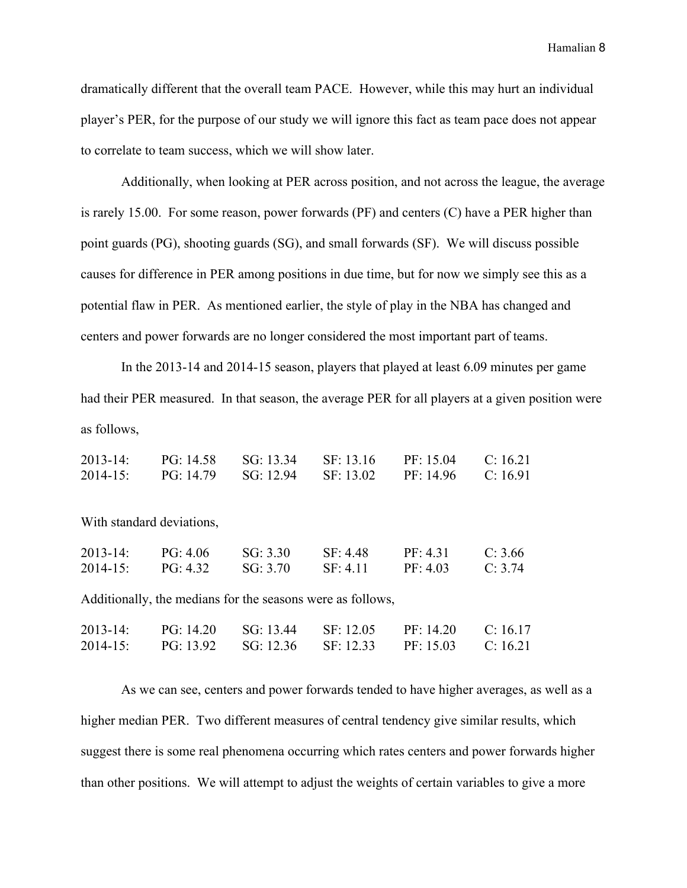dramatically different that the overall team PACE. However, while this may hurt an individual player's PER, for the purpose of our study we will ignore this fact as team pace does not appear to correlate to team success, which we will show later.

Additionally, when looking at PER across position, and not across the league, the average is rarely 15.00. For some reason, power forwards (PF) and centers (C) have a PER higher than point guards (PG), shooting guards (SG), and small forwards (SF). We will discuss possible causes for difference in PER among positions in due time, but for now we simply see this as a potential flaw in PER. As mentioned earlier, the style of play in the NBA has changed and centers and power forwards are no longer considered the most important part of teams.

In the 2013-14 and 2014-15 season, players that played at least 6.09 minutes per game had their PER measured. In that season, the average PER for all players at a given position were as follows,

| | | | | | |
|---|---|---|---|---|---|
| 2013-14: | PG: 14.58 | SG: 13.34 | SF: 13.16 | PF: 15.04 | C: 16.21 |
| 2014-15: | PG: 14.79 | SG: 12.94 | SF: 13.02 | PF: 14.96 | C: 16.91 |

With standard deviations,

| | | | | | |
|---|---|---|---|---|---|
| 2013-14: | PG: 4.06 | SG: 3.30 | SF: 4.48 | PF: 4.31 | C: 3.66 |
| 2014-15: | PG: 4.32 | SG: 3.70 | SF: 4.11 | PF: 4.03 | C: 3.74 |

Additionally, the medians for the seasons were as follows,

| | | | | | |
|---|---|---|---|---|---|
| 2013-14: | PG: 14.20 | SG: 13.44 | SF: 12.05 | PF: 14.20 | C: 16.17 |
| 2014-15: | PG: 13.92 | SG: 12.36 | SF: 12.33 | PF: 15.03 | C: 16.21 |

As we can see, centers and power forwards tended to have higher averages, as well as a higher median PER. Two different measures of central tendency give similar results, which suggest there is some real phenomena occurring which rates centers and power forwards higher than other positions. We will attempt to adjust the weights of certain variables to give a more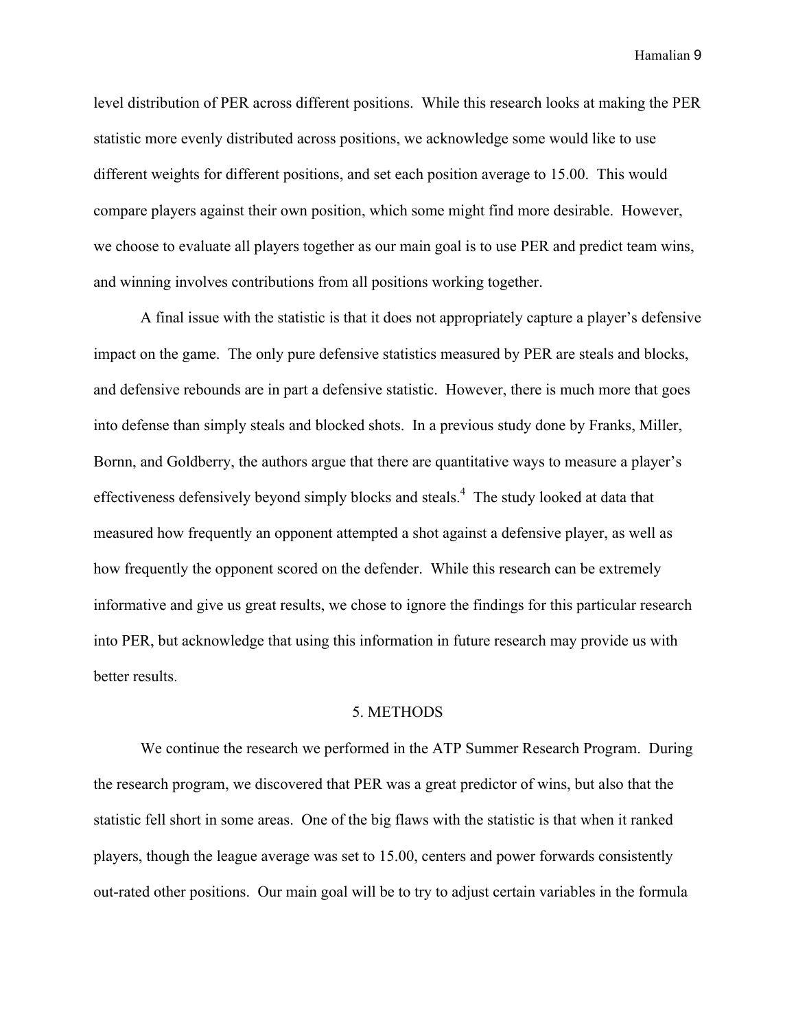level distribution of PER across different positions. While this research looks at making the PER statistic more evenly distributed across positions, we acknowledge some would like to use different weights for different positions, and set each position average to 15.00. This would compare players against their own position, which some might find more desirable. However, we choose to evaluate all players together as our main goal is to use PER and predict team wins, and winning involves contributions from all positions working together.

A final issue with the statistic is that it does not appropriately capture a player's defensive impact on the game. The only pure defensive statistics measured by PER are steals and blocks, and defensive rebounds are in part a defensive statistic. However, there is much more that goes into defense than simply steals and blocked shots. In a previous study done by Franks, Miller, Bornn, and Goldberry, the authors argue that there are quantitative ways to measure a player's effectiveness defensively beyond simply blocks and steals.[4] The study looked at data that measured how frequently an opponent attempted a shot against a defensive player, as well as how frequently the opponent scored on the defender. While this research can be extremely informative and give us great results, we chose to ignore the findings for this particular research into PER, but acknowledge that using this information in future research may provide us with better results.

## 5. METHODS

We continue the research we performed in the ATP Summer Research Program. During the research program, we discovered that PER was a great predictor of wins, but also that the statistic fell short in some areas. One of the big flaws with the statistic is that when it ranked players, though the league average was set to 15.00, centers and power forwards consistently out-rated other positions. Our main goal will be to try to adjust certain variables in the formula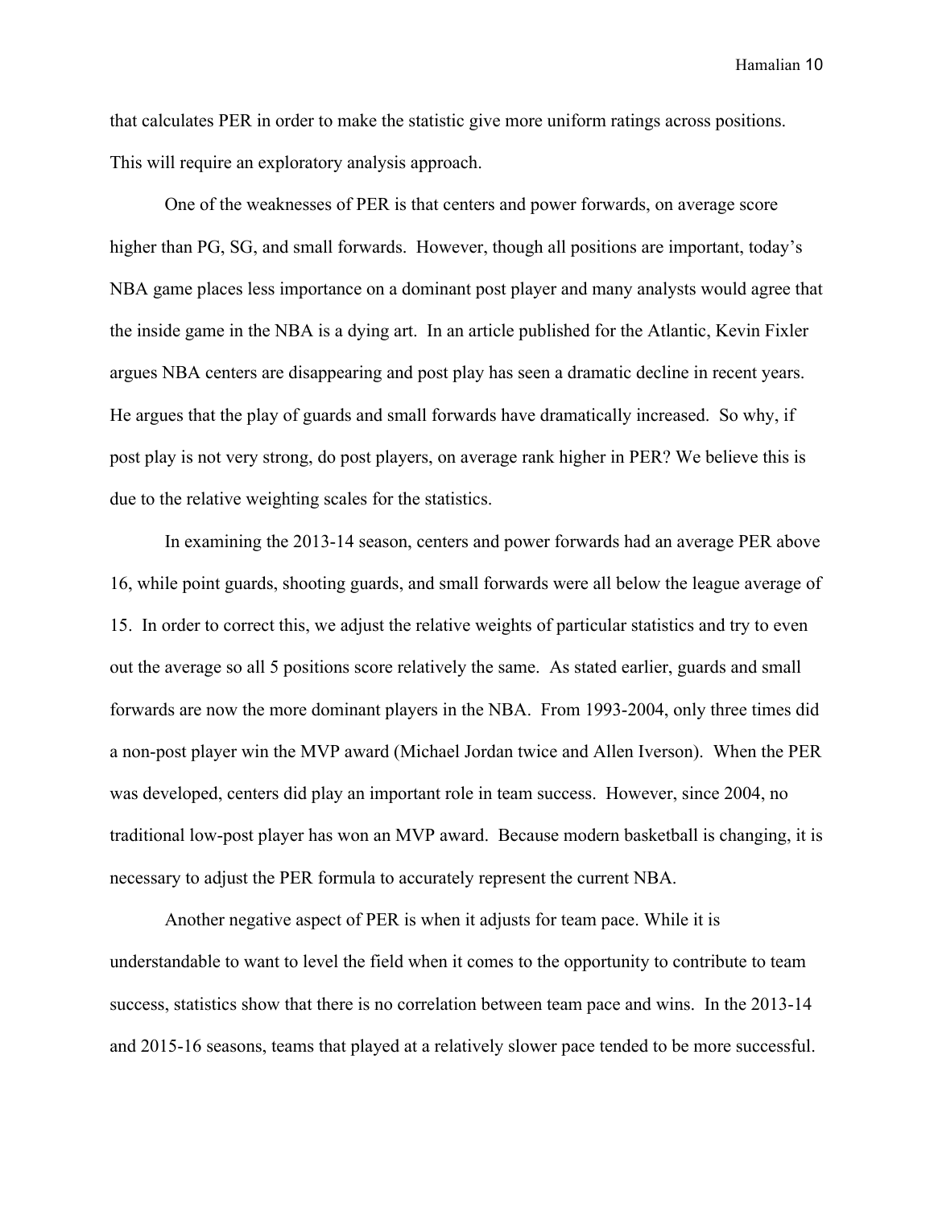that calculates PER in order to make the statistic give more uniform ratings across positions. This will require an exploratory analysis approach.

One of the weaknesses of PER is that centers and power forwards, on average score higher than PG, SG, and small forwards. However, though all positions are important, today's NBA game places less importance on a dominant post player and many analysts would agree that the inside game in the NBA is a dying art. In an article published for the Atlantic, Kevin Fixler argues NBA centers are disappearing and post play has seen a dramatic decline in recent years. He argues that the play of guards and small forwards have dramatically increased. So why, if post play is not very strong, do post players, on average rank higher in PER? We believe this is due to the relative weighting scales for the statistics.

In examining the 2013-14 season, centers and power forwards had an average PER above 16, while point guards, shooting guards, and small forwards were all below the league average of 15. In order to correct this, we adjust the relative weights of particular statistics and try to even out the average so all 5 positions score relatively the same. As stated earlier, guards and small forwards are now the more dominant players in the NBA. From 1993-2004, only three times did a non-post player win the MVP award (Michael Jordan twice and Allen Iverson). When the PER was developed, centers did play an important role in team success. However, since 2004, no traditional low-post player has won an MVP award. Because modern basketball is changing, it is necessary to adjust the PER formula to accurately represent the current NBA.

Another negative aspect of PER is when it adjusts for team pace. While it is understandable to want to level the field when it comes to the opportunity to contribute to team success, statistics show that there is no correlation between team pace and wins. In the 2013-14 and 2015-16 seasons, teams that played at a relatively slower pace tended to be more successful.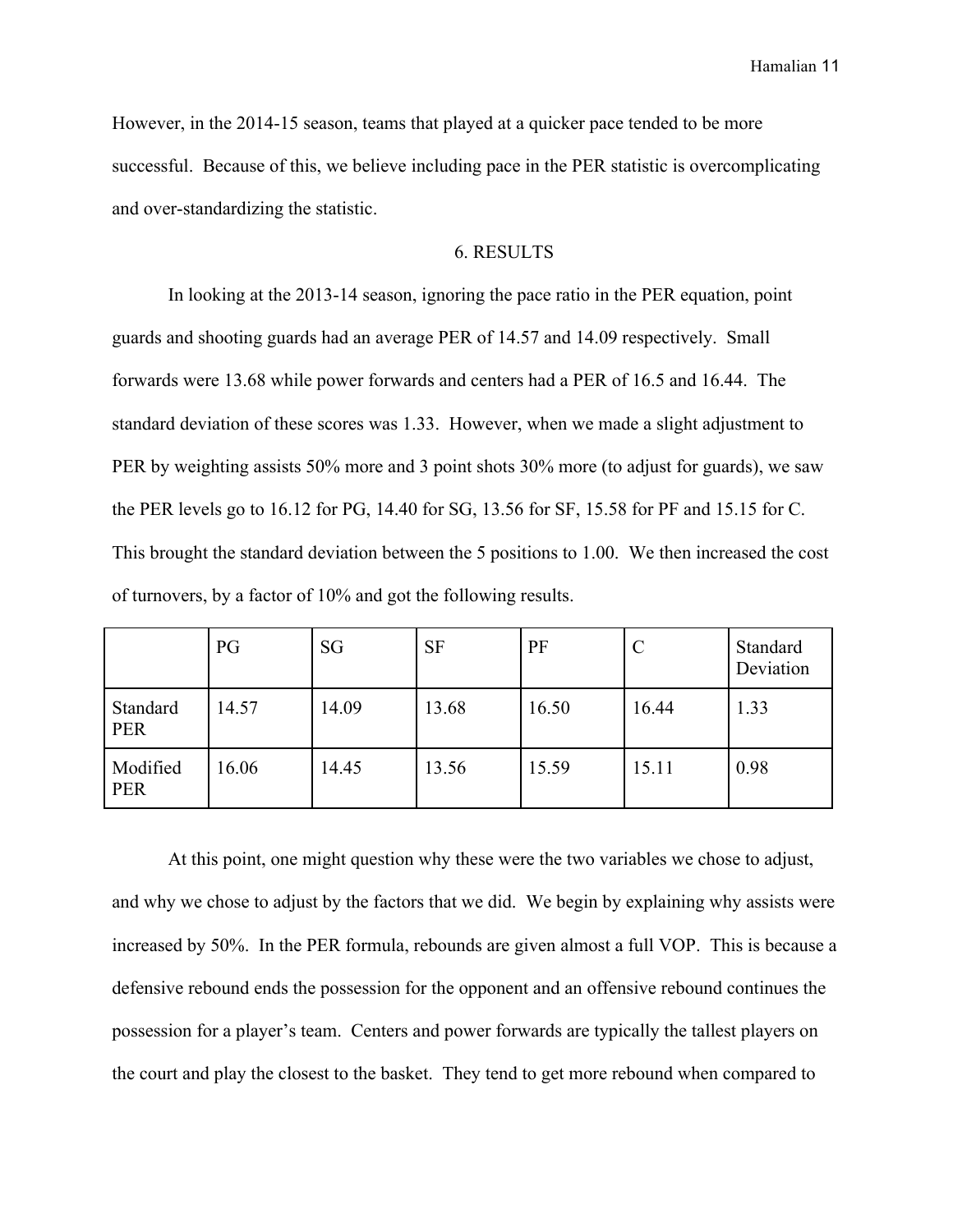However, in the 2014-15 season, teams that played at a quicker pace tended to be more successful. Because of this, we believe including pace in the PER statistic is overcomplicating and over-standardizing the statistic.

## 6. RESULTS

In looking at the 2013-14 season, ignoring the pace ratio in the PER equation, point guards and shooting guards had an average PER of 14.57 and 14.09 respectively. Small forwards were 13.68 while power forwards and centers had a PER of 16.5 and 16.44. The standard deviation of these scores was 1.33. However, when we made a slight adjustment to PER by weighting assists 50% more and 3 point shots 30% more (to adjust for guards), we saw the PER levels go to 16.12 for PG, 14.40 for SG, 13.56 for SF, 15.58 for PF and 15.15 for C. This brought the standard deviation between the 5 positions to 1.00. We then increased the cost of turnovers, by a factor of 10% and got the following results.

| | PG | SG | SF | PF | C | Standard Deviation |
|---|---|---|---|---|---|---|
| Standard PER | 14.57 | 14.09 | 13.68 | 16.50 | 16.44 | 1.33 |
| Modified PER | 16.06 | 14.45 | 13.56 | 15.59 | 15.11 | 0.98 |

At this point, one might question why these were the two variables we chose to adjust, and why we chose to adjust by the factors that we did. We begin by explaining why assists were increased by 50%. In the PER formula, rebounds are given almost a full VOP. This is because a defensive rebound ends the possession for the opponent and an offensive rebound continues the possession for a player's team. Centers and power forwards are typically the tallest players on the court and play the closest to the basket. They tend to get more rebound when compared to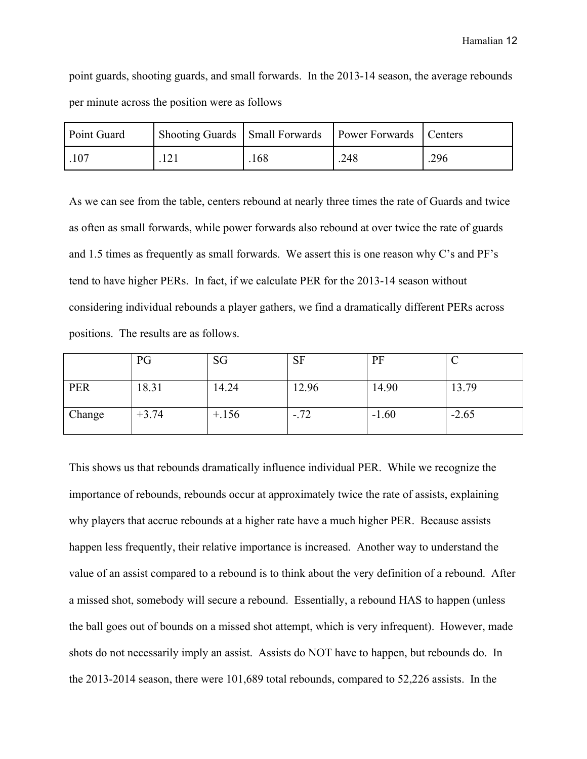point guards, shooting guards, and small forwards. In the 2013-14 season, the average rebounds per minute across the position were as follows

| Point Guard | Shooting Guards | Small Forwards | Power Forwards | Centers |
|---|---|---|---|---|
| .107 | .121 | .168 | .248 | .296 |

As we can see from the table, centers rebound at nearly three times the rate of Guards and twice as often as small forwards, while power forwards also rebound at over twice the rate of guards and 1.5 times as frequently as small forwards. We assert this is one reason why C's and PF's tend to have higher PERs. In fact, if we calculate PER for the 2013-14 season without considering individual rebounds a player gathers, we find a dramatically different PERs across positions. The results are as follows.

| | PG | SG | SF | PF | C |
|---|---|---|---|---|---|
| PER | 18.31 | 14.24 | 12.96 | 14.90 | 13.79 |
| Change | +3.74 | +.156 | -.72 | -1.60 | -2.65 |

This shows us that rebounds dramatically influence individual PER. While we recognize the importance of rebounds, rebounds occur at approximately twice the rate of assists, explaining why players that accrue rebounds at a higher rate have a much higher PER. Because assists happen less frequently, their relative importance is increased. Another way to understand the value of an assist compared to a rebound is to think about the very definition of a rebound. After a missed shot, somebody will secure a rebound. Essentially, a rebound HAS to happen (unless the ball goes out of bounds on a missed shot attempt, which is very infrequent). However, made shots do not necessarily imply an assist. Assists do NOT have to happen, but rebounds do. In the 2013-2014 season, there were 101,689 total rebounds, compared to 52,226 assists. In the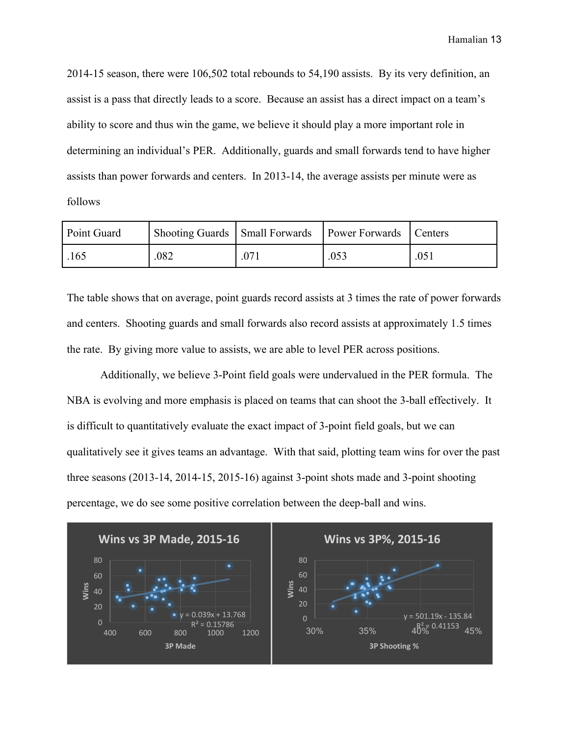2014-15 season, there were 106,502 total rebounds to 54,190 assists. By its very definition, an assist is a pass that directly leads to a score. Because an assist has a direct impact on a team's ability to score and thus win the game, we believe it should play a more important role in determining an individual's PER. Additionally, guards and small forwards tend to have higher assists than power forwards and centers. In 2013-14, the average assists per minute were as follows

| Point Guard | Shooting Guards | Small Forwards | Power Forwards | Centers |
|---|---|---|---|---|
| .165 | .082 | .071 | .053 | .051 |

The table shows that on average, point guards record assists at 3 times the rate of power forwards and centers. Shooting guards and small forwards also record assists at approximately 1.5 times the rate. By giving more value to assists, we are able to level PER across positions.

Additionally, we believe 3-Point field goals were undervalued in the PER formula. The NBA is evolving and more emphasis is placed on teams that can shoot the 3-ball effectively. It is difficult to quantitatively evaluate the exact impact of 3-point field goals, but we can qualitatively see it gives teams an advantage. With that said, plotting team wins for over the past three seasons (2013-14, 2014-15, 2015-16) against 3-point shots made and 3-point shooting percentage, we do see some positive correlation between the deep-ball and wins.

Wins vs 3P Made, 2015-16

Wins

3P Made

$y = 0.039x + 13.768$

$R^2 = 0.15786$

Wins vs 3P%, 2015-16

Wins

3P Shooting %

$y = 501.19x - 135.84$

$R^2 = 0.41153$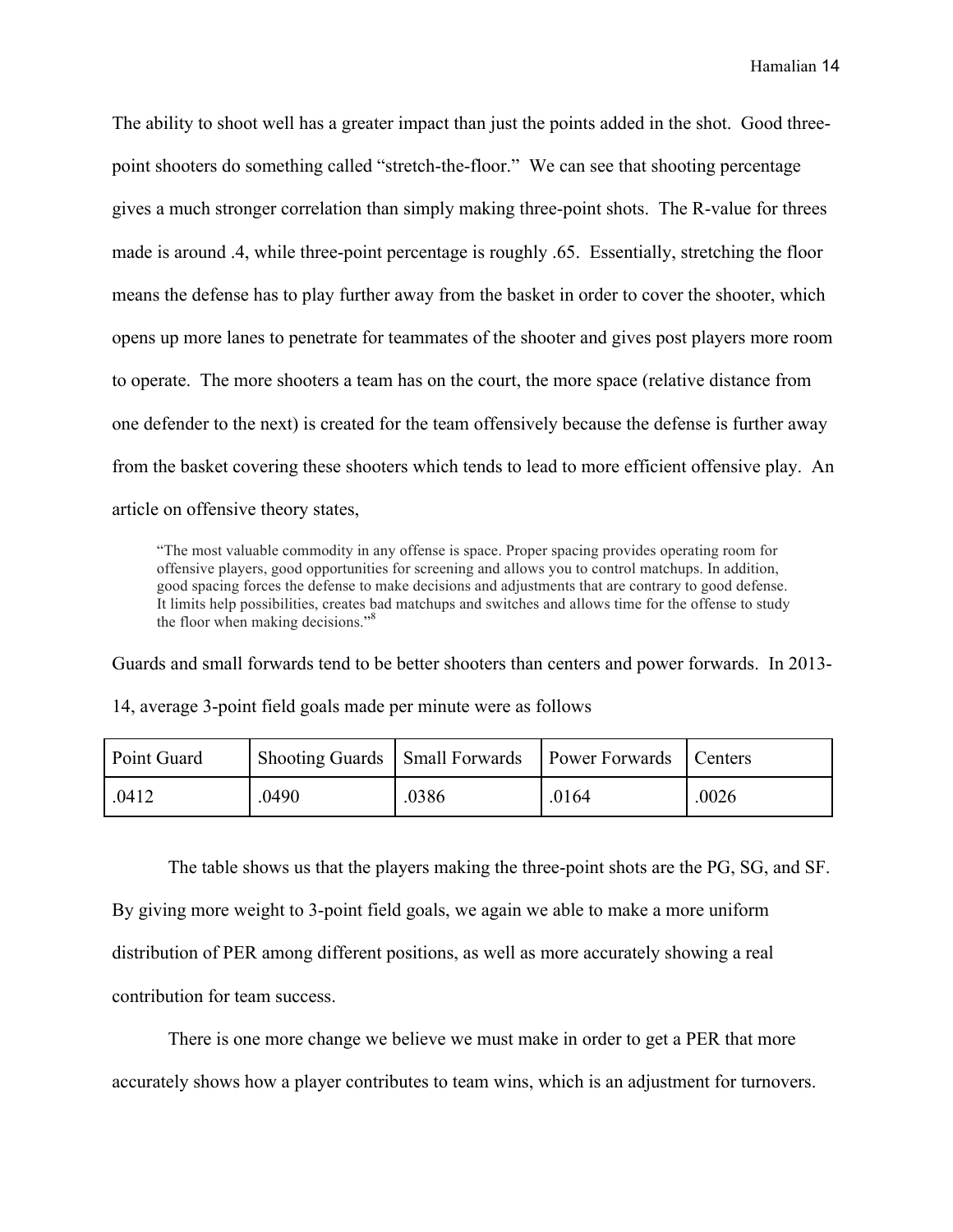The ability to shoot well has a greater impact than just the points added in the shot. Good three-point shooters do something called "stretch-the-floor." We can see that shooting percentage gives a much stronger correlation than simply making three-point shots. The R-value for threes made is around .4, while three-point percentage is roughly .65. Essentially, stretching the floor means the defense has to play further away from the basket in order to cover the shooter, which opens up more lanes to penetrate for teammates of the shooter and gives post players more room to operate. The more shooters a team has on the court, the more space (relative distance from one defender to the next) is created for the team offensively because the defense is further away from the basket covering these shooters which tends to lead to more efficient offensive play. An article on offensive theory states,

> "The most valuable commodity in any offense is space. Proper spacing provides operating room for offensive players, good opportunities for screening and allows you to control matchups. In addition, good spacing forces the defense to make decisions and adjustments that are contrary to good defense. It limits help possibilities, creates bad matchups and switches and allows time for the offense to study the floor when making decisions."[8]

Guards and small forwards tend to be better shooters than centers and power forwards. In 2013-14, average 3-point field goals made per minute were as follows

| Point Guard | Shooting Guards | Small Forwards | Power Forwards | Centers |
|---|---|---|---|---|
| .0412 | .0490 | .0386 | .0164 | .0026 |

The table shows us that the players making the three-point shots are the PG, SG, and SF. By giving more weight to 3-point field goals, we again we able to make a more uniform distribution of PER among different positions, as well as more accurately showing a real contribution for team success.

There is one more change we believe we must make in order to get a PER that more accurately shows how a player contributes to team wins, which is an adjustment for turnovers.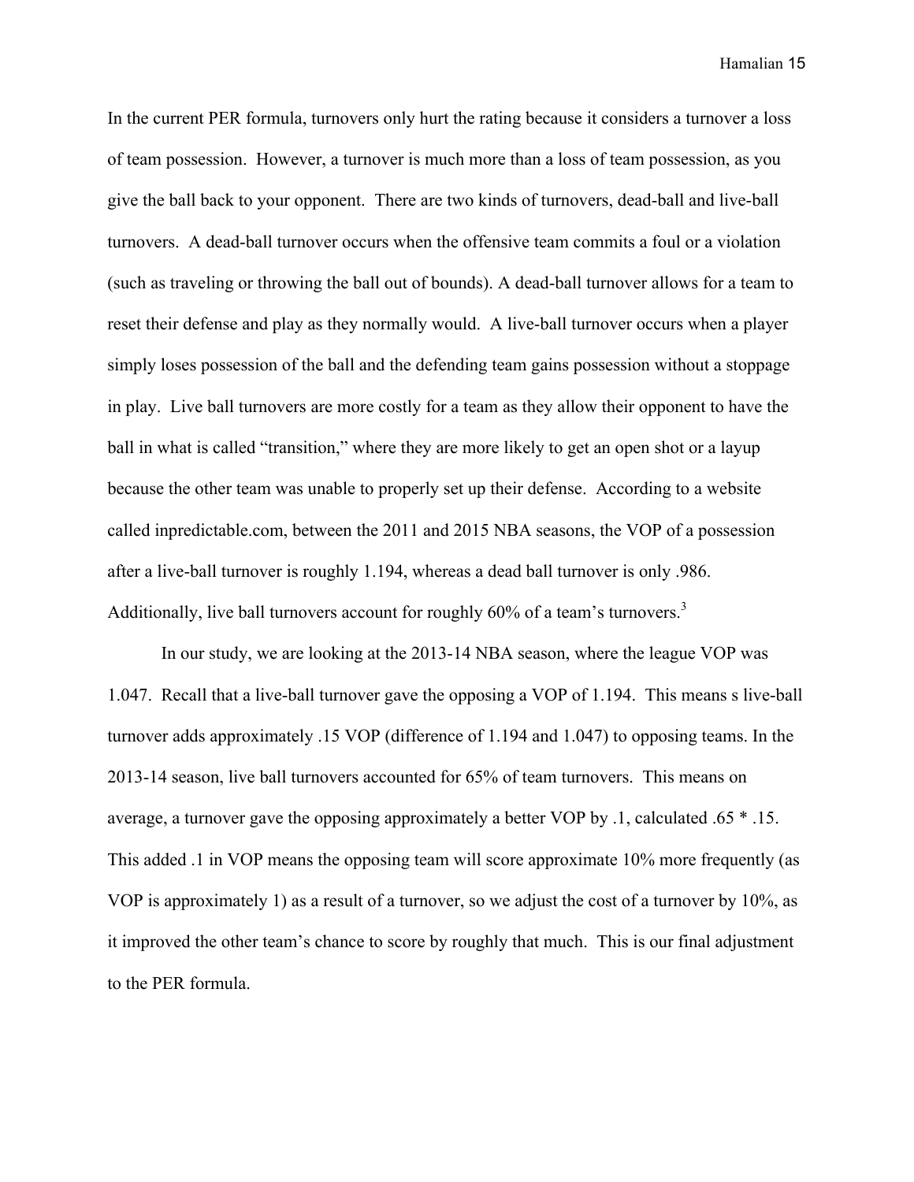In the current PER formula, turnovers only hurt the rating because it considers a turnover a loss of team possession. However, a turnover is much more than a loss of team possession, as you give the ball back to your opponent. There are two kinds of turnovers, dead-ball and live-ball turnovers. A dead-ball turnover occurs when the offensive team commits a foul or a violation (such as traveling or throwing the ball out of bounds). A dead-ball turnover allows for a team to reset their defense and play as they normally would. A live-ball turnover occurs when a player simply loses possession of the ball and the defending team gains possession without a stoppage in play. Live ball turnovers are more costly for a team as they allow their opponent to have the ball in what is called "transition," where they are more likely to get an open shot or a layup because the other team was unable to properly set up their defense. According to a website called inpredictable.com, between the 2011 and 2015 NBA seasons, the VOP of a possession after a live-ball turnover is roughly 1.194, whereas a dead ball turnover is only .986. Additionally, live ball turnovers account for roughly 60% of a team's turnovers.[3]

In our study, we are looking at the 2013-14 NBA season, where the league VOP was 1.047. Recall that a live-ball turnover gave the opposing a VOP of 1.194. This means s live-ball turnover adds approximately .15 VOP (difference of 1.194 and 1.047) to opposing teams. In the 2013-14 season, live ball turnovers accounted for 65% of team turnovers. This means on average, a turnover gave the opposing approximately a better VOP by .1, calculated .65 * .15. This added .1 in VOP means the opposing team will score approximate 10% more frequently (as VOP is approximately 1) as a result of a turnover, so we adjust the cost of a turnover by 10%, as it improved the other team's chance to score by roughly that much. This is our final adjustment to the PER formula.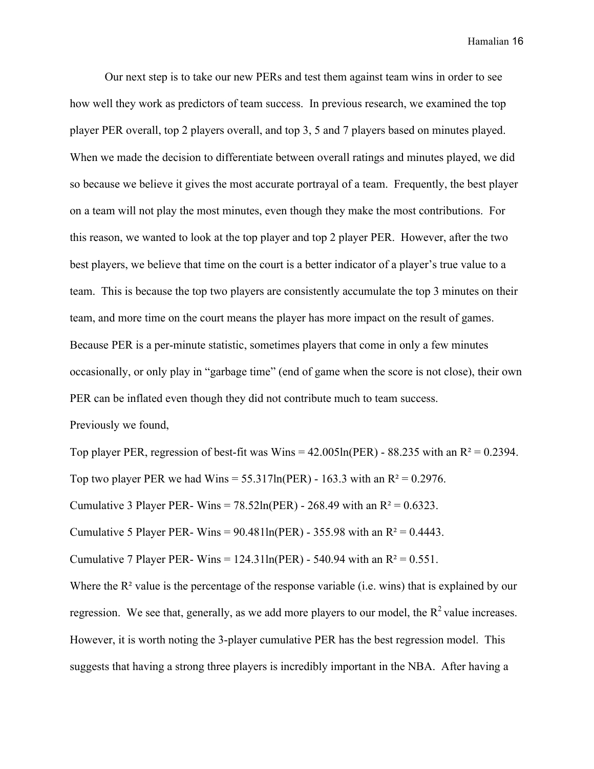Our next step is to take our new PERs and test them against team wins in order to see how well they work as predictors of team success. In previous research, we examined the top player PER overall, top 2 players overall, and top 3, 5 and 7 players based on minutes played. When we made the decision to differentiate between overall ratings and minutes played, we did so because we believe it gives the most accurate portrayal of a team. Frequently, the best player on a team will not play the most minutes, even though they make the most contributions. For this reason, we wanted to look at the top player and top 2 player PER. However, after the two best players, we believe that time on the court is a better indicator of a player's true value to a team. This is because the top two players are consistently accumulate the top 3 minutes on their team, and more time on the court means the player has more impact on the result of games. Because PER is a per-minute statistic, sometimes players that come in only a few minutes occasionally, or only play in "garbage time" (end of game when the score is not close), their own PER can be inflated even though they did not contribute much to team success.

Previously we found,

Top player PER, regression of best-fit was $\text{Wins} = 42.005\ln(\text{PER}) - 88.235$ with an $R^2 = 0.2394$.

Top two player PER we had $\text{Wins} = 55.317\ln(\text{PER}) - 163.3$ with an $R^2 = 0.2976$.

Cumulative 3 Player PER- $\text{Wins} = 78.52\ln(\text{PER}) - 268.49$ with an $R^2 = 0.6323$.

Cumulative 5 Player PER- $\text{Wins} = 90.481\ln(\text{PER}) - 355.98$ with an $R^2 = 0.4443$.

Cumulative 7 Player PER- $\text{Wins} = 124.31\ln(\text{PER}) - 540.94$ with an $R^2 = 0.551$.

Where the $R^2$ value is the percentage of the response variable (i.e. wins) that is explained by our regression. We see that, generally, as we add more players to our model, the $R^2$ value increases. However, it is worth noting the 3-player cumulative PER has the best regression model. This suggests that having a strong three players is incredibly important in the NBA. After having a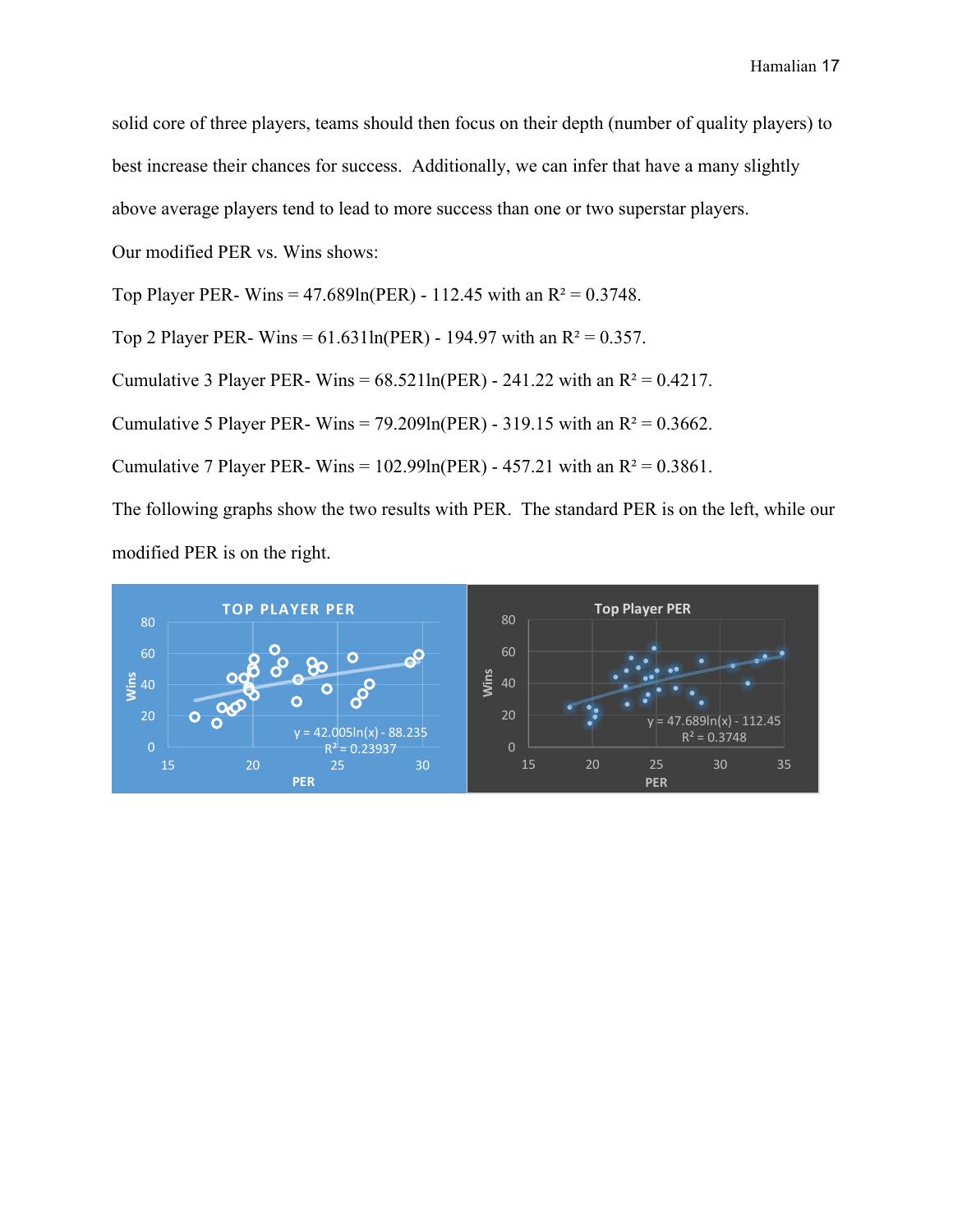solid core of three players, teams should then focus on their depth (number of quality players) to best increase their chances for success. Additionally, we can infer that have a many slightly above average players tend to lead to more success than one or two superstar players.

Our modified PER vs. Wins shows:

Top Player PER- Wins = 47.689ln(PER) - 112.45 with an $R^2 = 0.3748$.

Top 2 Player PER- Wins = 61.631ln(PER) - 194.97 with an $R^2 = 0.357$.

Cumulative 3 Player PER- Wins = 68.521ln(PER) - 241.22 with an $R^2 = 0.4217$.

Cumulative 5 Player PER- Wins = 79.209ln(PER) - 319.15 with an $R^2 = 0.3662$.

Cumulative 7 Player PER- Wins = 102.99ln(PER) - 457.21 with an $R^2 = 0.3861$.

The following graphs show the two results with PER. The standard PER is on the left, while our modified PER is on the right.

TOP PLAYER PER

Wins

PER

y = 42.005ln(x) - 88.235

$R^2 = 0.23937$

Top Player PER

Wins

PER

y = 47.689ln(x) - 112.45

$R^2 = 0.3748$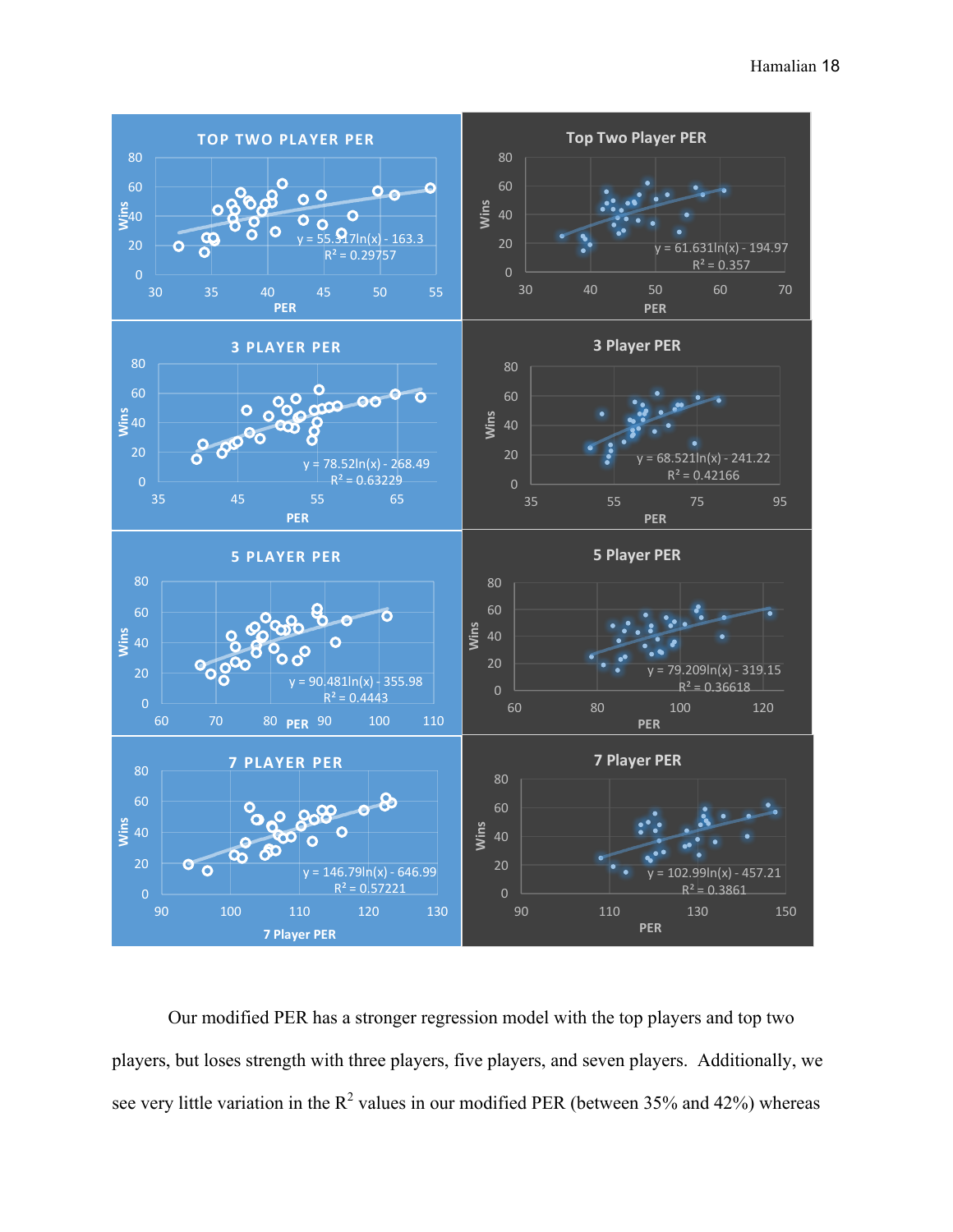TOP TWO PLAYER PER

Wins

PER

y = 55.517ln(x) - 163.3
$R^2$ = 0.29757

Top Two Player PER

Wins

PER

y = 61.631ln(x) - 194.97
$R^2$ = 0.357

3 PLAYER PER

Wins

PER

y = 78.52ln(x) - 268.49
$R^2$ = 0.63229

3 Player PER

Wins

PER

y = 68.521ln(x) - 241.22
$R^2$ = 0.42166

5 PLAYER PER

Wins

PER

y = 90.481ln(x) - 355.98
$R^2$ = 0.4443

5 Player PER

Wins

PER

y = 79.209ln(x) - 319.15
$R^2$ = 0.36618

7 PLAYER PER

Wins

7 Player PER

y = 146.79ln(x) - 646.99
$R^2$ = 0.57221

7 Player PER

Wins

PER

y = 102.99ln(x) - 457.21
$R^2$ = 0.3861

Our modified PER has a stronger regression model with the top players and top two players, but loses strength with three players, five players, and seven players. Additionally, we see very little variation in the $R^2$ values in our modified PER (between 35% and 42%) whereas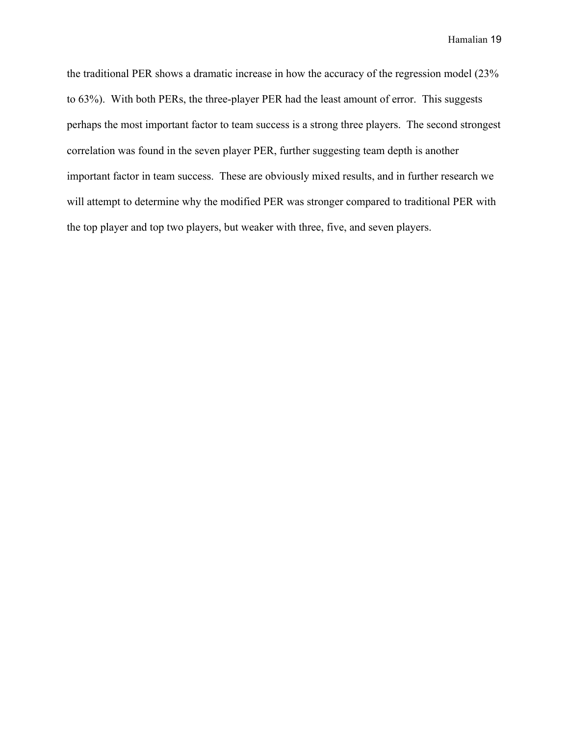the traditional PER shows a dramatic increase in how the accuracy of the regression model (23% to 63%). With both PERs, the three-player PER had the least amount of error. This suggests perhaps the most important factor to team success is a strong three players. The second strongest correlation was found in the seven player PER, further suggesting team depth is another important factor in team success. These are obviously mixed results, and in further research we will attempt to determine why the modified PER was stronger compared to traditional PER with the top player and top two players, but weaker with three, five, and seven players.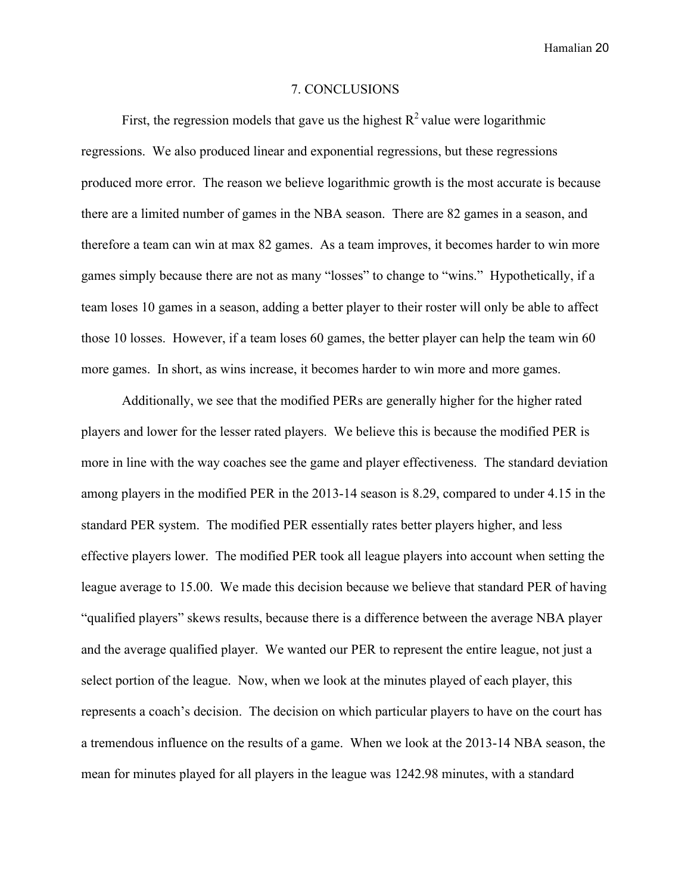## 7. CONCLUSIONS

First, the regression models that gave us the highest $R^2$ value were logarithmic regressions. We also produced linear and exponential regressions, but these regressions produced more error. The reason we believe logarithmic growth is the most accurate is because there are a limited number of games in the NBA season. There are 82 games in a season, and therefore a team can win at max 82 games. As a team improves, it becomes harder to win more games simply because there are not as many "losses" to change to "wins." Hypothetically, if a team loses 10 games in a season, adding a better player to their roster will only be able to affect those 10 losses. However, if a team loses 60 games, the better player can help the team win 60 more games. In short, as wins increase, it becomes harder to win more and more games.

Additionally, we see that the modified PERs are generally higher for the higher rated players and lower for the lesser rated players. We believe this is because the modified PER is more in line with the way coaches see the game and player effectiveness. The standard deviation among players in the modified PER in the 2013-14 season is 8.29, compared to under 4.15 in the standard PER system. The modified PER essentially rates better players higher, and less effective players lower. The modified PER took all league players into account when setting the league average to 15.00. We made this decision because we believe that standard PER of having "qualified players" skews results, because there is a difference between the average NBA player and the average qualified player. We wanted our PER to represent the entire league, not just a select portion of the league. Now, when we look at the minutes played of each player, this represents a coach's decision. The decision on which particular players to have on the court has a tremendous influence on the results of a game. When we look at the 2013-14 NBA season, the mean for minutes played for all players in the league was 1242.98 minutes, with a standard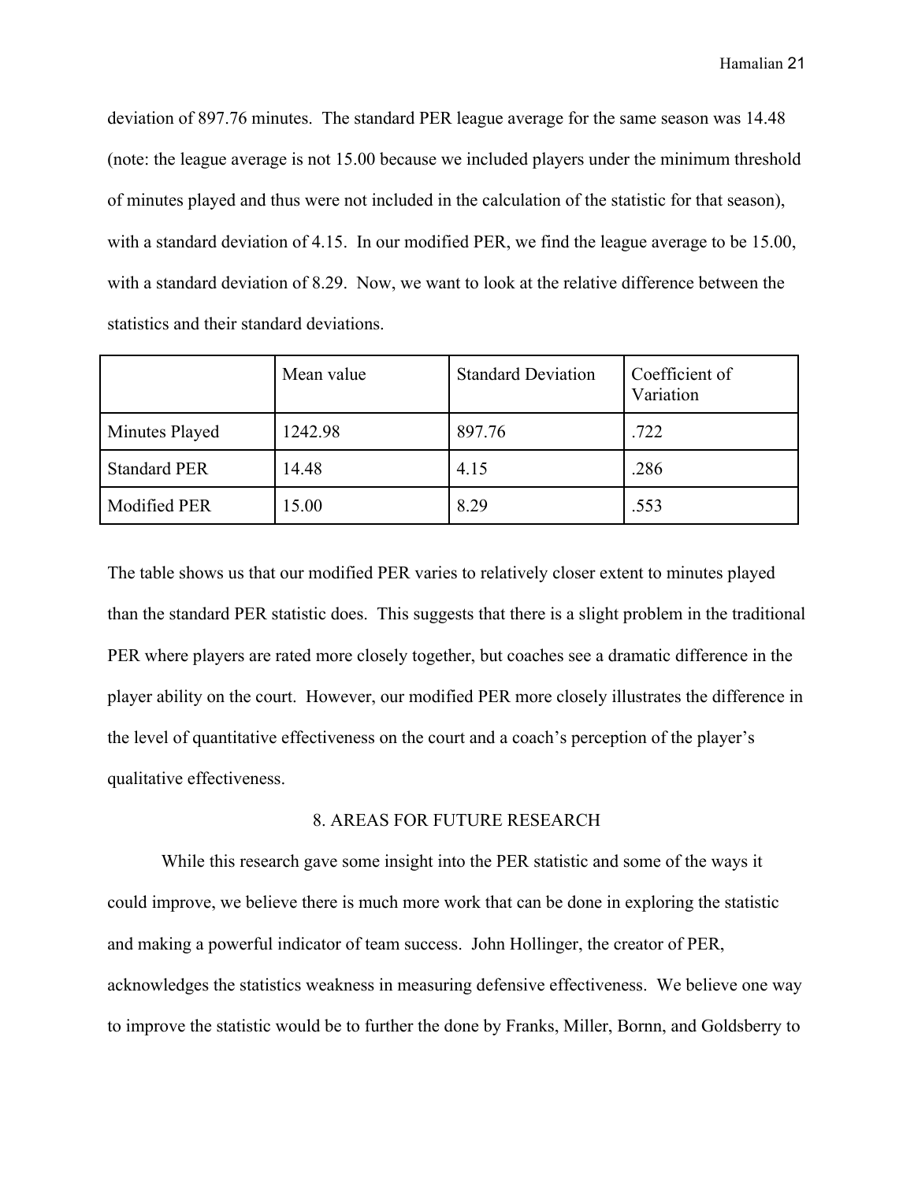deviation of 897.76 minutes. The standard PER league average for the same season was 14.48 (note: the league average is not 15.00 because we included players under the minimum threshold of minutes played and thus were not included in the calculation of the statistic for that season), with a standard deviation of 4.15. In our modified PER, we find the league average to be 15.00, with a standard deviation of 8.29. Now, we want to look at the relative difference between the statistics and their standard deviations.

| | Mean value | Standard Deviation | Coefficient of Variation |
|---|---|---|---|
| Minutes Played | 1242.98 | 897.76 | .722 |
| Standard PER | 14.48 | 4.15 | .286 |
| Modified PER | 15.00 | 8.29 | .553 |

The table shows us that our modified PER varies to relatively closer extent to minutes played than the standard PER statistic does. This suggests that there is a slight problem in the traditional PER where players are rated more closely together, but coaches see a dramatic difference in the player ability on the court. However, our modified PER more closely illustrates the difference in the level of quantitative effectiveness on the court and a coach's perception of the player's qualitative effectiveness.

## 8. AREAS FOR FUTURE RESEARCH

While this research gave some insight into the PER statistic and some of the ways it could improve, we believe there is much more work that can be done in exploring the statistic and making a powerful indicator of team success. John Hollinger, the creator of PER, acknowledges the statistics weakness in measuring defensive effectiveness. We believe one way to improve the statistic would be to further the done by Franks, Miller, Bornn, and Goldsberry to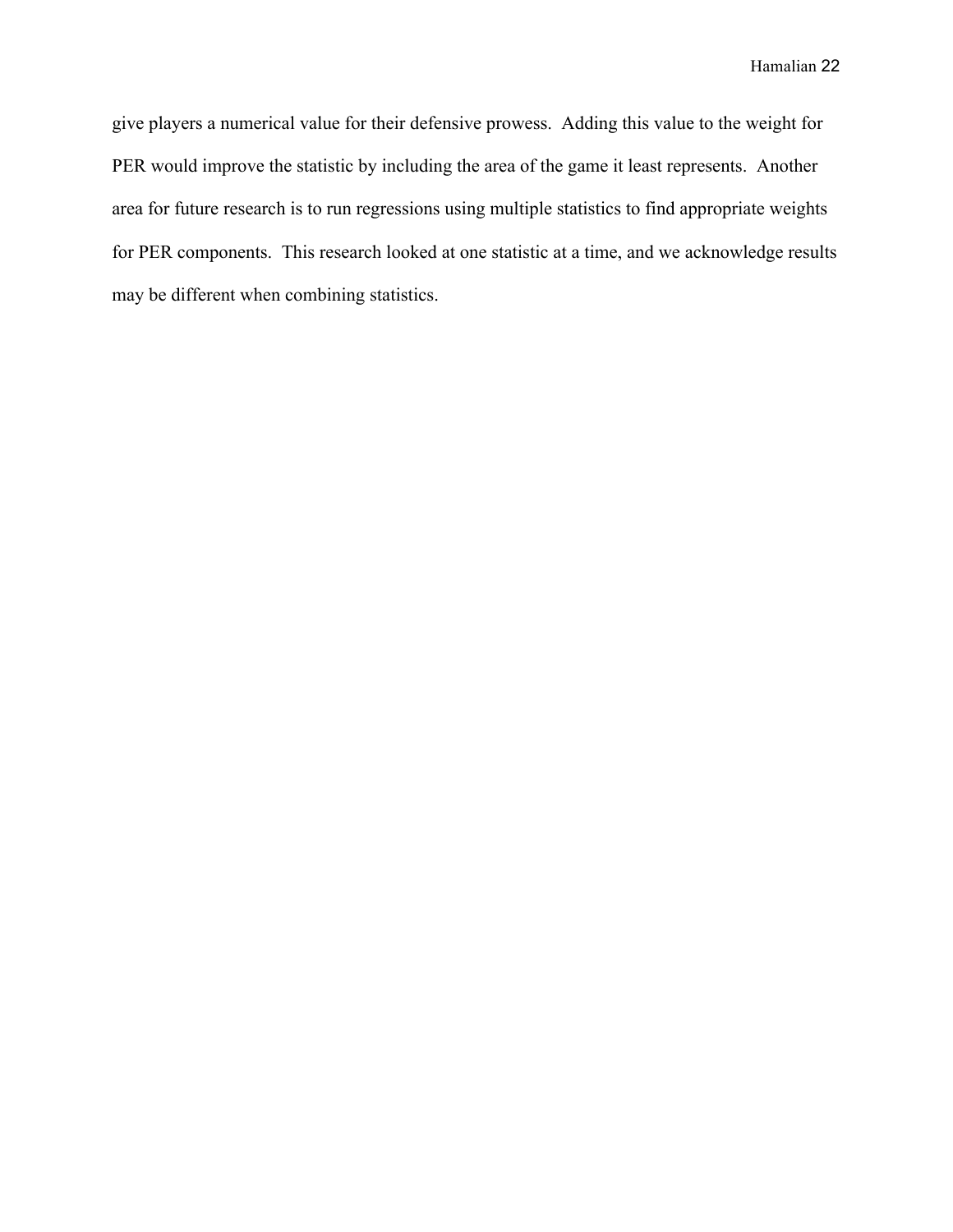give players a numerical value for their defensive prowess. Adding this value to the weight for PER would improve the statistic by including the area of the game it least represents. Another area for future research is to run regressions using multiple statistics to find appropriate weights for PER components. This research looked at one statistic at a time, and we acknowledge results may be different when combining statistics.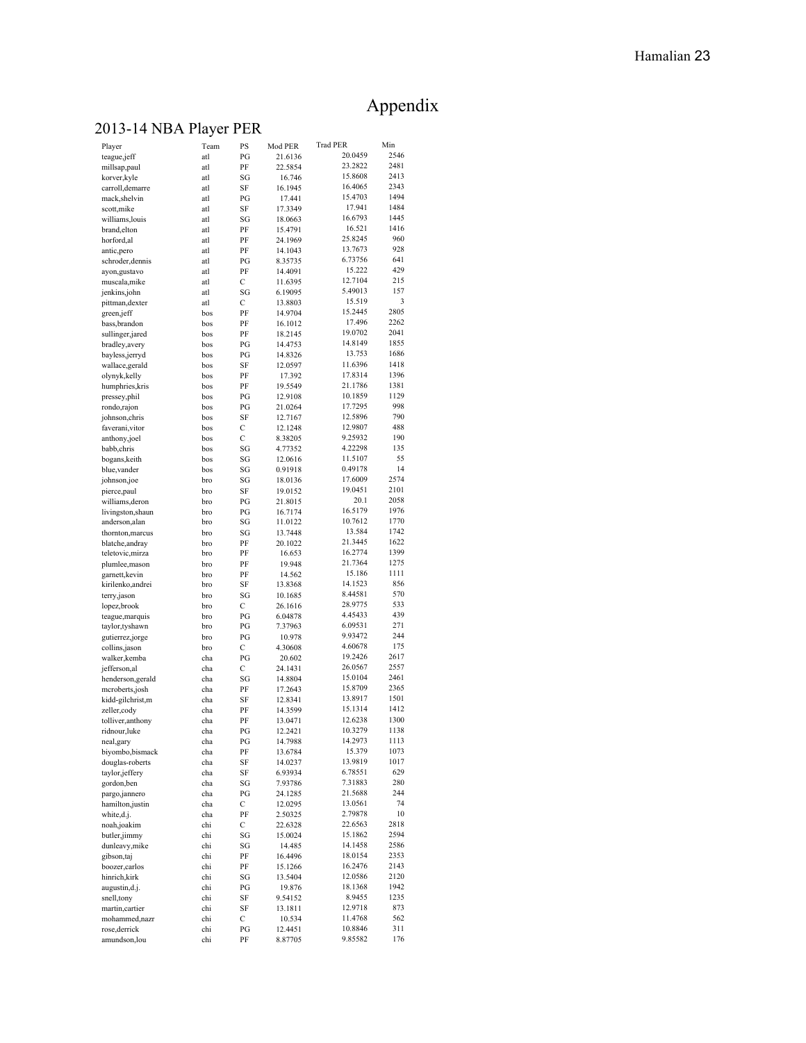# Appendix

## 2013-14 NBA Player PER

| Player | Team | PS | Mod PER | Trad PER | Min |
|---|---|---|---|---|---|
| teague,jeff | atl | PG | 21.6136 | 20.0459 | 2546 |
| millsap,paul | atl | PF | 22.5854 | 23.2822 | 2481 |
| korver,kyle | atl | SG | 16.746 | 15.8608 | 2413 |
| carroll,demarre | atl | SF | 16.1945 | 16.4065 | 2343 |
| mack,shelvin | atl | PG | 17.441 | 15.4703 | 1494 |
| scott,mike | atl | SF | 17.3349 | 17.941 | 1484 |
| williams,louis | atl | SG | 18.0663 | 16.6793 | 1445 |
| brand,elton | atl | PF | 15.4791 | 16.521 | 1416 |
| horford,al | atl | PF | 24.1969 | 25.8245 | 960 |
| antic,pero | atl | PF | 14.1043 | 13.7673 | 928 |
| schroder,dennis | atl | PG | 8.35735 | 6.73756 | 641 |
| ayon,gustavo | atl | PF | 14.4091 | 15.222 | 429 |
| muscala,mike | atl | C | 11.6395 | 12.7104 | 215 |
| jenkins,john | atl | SG | 6.19095 | 5.49013 | 157 |
| pittman,dexter | atl | C | 13.8803 | 15.519 | 3 |
| green,jeff | bos | PF | 14.9704 | 15.2445 | 2805 |
| bass,brandon | bos | PF | 16.1012 | 17.496 | 2262 |
| sullinger,jared | bos | PF | 18.2145 | 19.0702 | 2041 |
| bradley,avery | bos | PG | 14.4753 | 14.8149 | 1855 |
| bayless,jerryd | bos | PG | 14.8326 | 13.753 | 1686 |
| wallace,gerald | bos | SF | 12.0597 | 11.6396 | 1418 |
| olynyk,kelly | bos | PF | 17.392 | 17.8314 | 1396 |
| humphries,kris | bos | PF | 19.5549 | 21.1786 | 1381 |
| pressey,phil | bos | PG | 12.9108 | 10.1859 | 1129 |
| rondo,rajon | bos | PG | 21.0264 | 17.7295 | 998 |
| johnson,chris | bos | SF | 12.7167 | 12.5896 | 790 |
| faverani,vitor | bos | C | 12.1248 | 12.9807 | 488 |
| anthony,joel | bos | C | 8.38205 | 9.25932 | 190 |
| babb,chris | bos | SG | 4.77352 | 4.22298 | 135 |
| bogans,keith | bos | SG | 12.0616 | 11.5107 | 55 |
| blue,vander | bos | SG | 0.91918 | 0.49178 | 14 |
| johnson,joe | bro | SG | 18.0136 | 17.6009 | 2574 |
| pierce,paul | bro | SF | 19.0152 | 19.0451 | 2101 |
| williams,deron | bro | PG | 21.8015 | 20.1 | 2058 |
| livingston,shaun | bro | PG | 16.7174 | 16.5179 | 1976 |
| anderson,alan | bro | SG | 11.0122 | 10.7612 | 1770 |
| thornton,marcus | bro | SG | 13.7448 | 13.584 | 1742 |
| blatche,andray | bro | PF | 20.1022 | 21.3445 | 1622 |
| teletovic,mirza | bro | PF | 16.653 | 16.2774 | 1399 |
| plumlee,mason | bro | PF | 19.948 | 21.7364 | 1275 |
| garnett,kevin | bro | PF | 14.562 | 15.186 | 1111 |
| kirilenko,andrei | bro | SF | 13.8368 | 14.1523 | 856 |
| terry,jason | bro | SG | 10.1685 | 8.44581 | 570 |
| lopez,brook | bro | C | 26.1616 | 28.9775 | 533 |
| teague,marquis | bro | PG | 6.04878 | 4.45433 | 439 |
| taylor,tyshawn | bro | PG | 7.37963 | 6.09531 | 271 |
| gutierrez,jorge | bro | PG | 10.978 | 9.93472 | 244 |
| collins,jason | bro | C | 4.30608 | 4.60678 | 175 |
| walker,kemba | cha | PG | 20.602 | 19.2426 | 2617 |
| jefferson,al | cha | C | 24.1431 | 26.0567 | 2557 |
| henderson,gerald | cha | SG | 14.8804 | 15.0104 | 2461 |
| mcroberts,josh | cha | PF | 17.2643 | 15.8709 | 2365 |
| kidd-gilchrist,m | cha | SF | 12.8341 | 13.8917 | 1501 |
| zeller,cody | cha | PF | 14.3599 | 15.1314 | 1412 |
| tolliver,anthony | cha | PF | 13.0471 | 12.6238 | 1300 |
| ridnour,luke | cha | PG | 12.2421 | 10.3279 | 1138 |
| neal,gary | cha | PG | 14.7988 | 14.2973 | 1113 |
| biyombo,bismack | cha | PF | 13.6784 | 15.379 | 1073 |
| douglas-roberts | cha | SF | 14.0237 | 13.9819 | 1017 |
| taylor,jeffery | cha | SF | 6.93934 | 6.78551 | 629 |
| gordon,ben | cha | SG | 7.93786 | 7.31883 | 280 |
| pargo,jannero | cha | PG | 24.1285 | 21.5688 | 244 |
| hamilton,justin | cha | C | 12.0295 | 13.0561 | 74 |
| white,d.j. | cha | PF | 2.50325 | 2.79878 | 10 |
| noah,joakim | chi | C | 22.6328 | 22.6563 | 2818 |
| butler,jimmy | chi | SG | 15.0024 | 15.1862 | 2594 |
| dunleavy,mike | chi | SG | 14.485 | 14.1458 | 2586 |
| gibson,taj | chi | PF | 16.4496 | 18.0154 | 2353 |
| boozer,carlos | chi | PF | 15.1266 | 16.2476 | 2143 |
| hinrich,kirk | chi | SG | 13.5404 | 12.0586 | 2120 |
| augustin,d.j. | chi | PG | 19.876 | 18.1368 | 1942 |
| snell,tony | chi | SF | 9.54152 | 8.9455 | 1235 |
| martin,cartier | chi | SF | 13.1811 | 12.9718 | 873 |
| mohammed,nazr | chi | C | 10.534 | 11.4768 | 562 |
| rose,derrick | chi | PG | 12.4451 | 10.8846 | 311 |
| amundson,lou | chi | PF | 8.87705 | 9.85582 | 176 |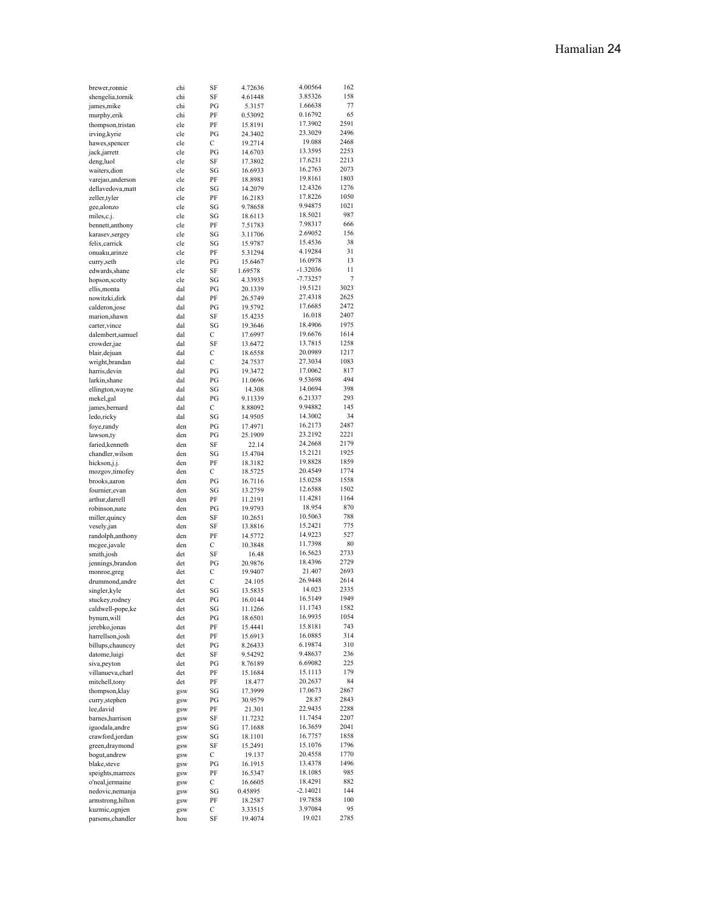| | | | | | |
|---|---|---|---|---|---|
| brewer,ronnie | chi | SF | 4.72636 | 4.00564 | 162 |
| shengelia,tornik | chi | SF | 4.61448 | 3.85326 | 158 |
| james,mike | chi | PG | 5.3157 | 1.66638 | 77 |
| murphy,erik | chi | PF | 0.53092 | 0.16792 | 65 |
| thompson,tristan | cle | PF | 15.8191 | 17.3902 | 2591 |
| irving,kyrie | cle | PG | 24.3402 | 23.3029 | 2496 |
| hawes,spencer | cle | C | 19.2714 | 19.088 | 2468 |
| jack,jarrett | cle | PG | 14.6703 | 13.3595 | 2253 |
| deng,luol | cle | SF | 17.3802 | 17.6231 | 2213 |
| waiters,dion | cle | SG | 16.6933 | 16.2763 | 2073 |
| varejao,anderson | cle | PF | 18.8981 | 19.8161 | 1803 |
| dellavedova,matt | cle | SG | 14.2079 | 12.4326 | 1276 |
| zeller,tyler | cle | PF | 16.2183 | 17.8226 | 1050 |
| gee,alonzo | cle | SG | 9.78658 | 9.94875 | 1021 |
| miles,c.j. | cle | SG | 18.6113 | 18.5021 | 987 |
| bennett,anthony | cle | PF | 7.51783 | 7.98317 | 666 |
| karasev,sergey | cle | SG | 3.11706 | 2.69052 | 156 |
| felix,carrick | cle | SG | 15.9787 | 15.4536 | 38 |
| onuaku,arinze | cle | PF | 5.31294 | 4.19284 | 31 |
| curry,seth | cle | PG | 15.6467 | 16.0978 | 13 |
| edwards,shane | cle | SF | 1.69578 | -1.32036 | 11 |
| hopson,scotty | cle | SG | 4.33935 | -7.73257 | 7 |
| ellis,monta | dal | PG | 20.1339 | 19.5121 | 3023 |
| nowitzki,dirk | dal | PF | 26.5749 | 27.4318 | 2625 |
| calderon,jose | dal | PG | 19.5792 | 17.6685 | 2472 |
| marion,shawn | dal | SF | 15.4235 | 16.018 | 2407 |
| carter,vince | dal | SG | 19.3646 | 18.4906 | 1975 |
| dalembert,samuel | dal | C | 17.6997 | 19.6676 | 1614 |
| crowder,jae | dal | SF | 13.6472 | 13.7815 | 1258 |
| blair,dejuan | dal | C | 18.6558 | 20.0989 | 1217 |
| wright,brandan | dal | C | 24.7537 | 27.3034 | 1083 |
| harris,devin | dal | PG | 19.3472 | 17.0062 | 817 |
| larkin,shane | dal | PG | 11.0696 | 9.53698 | 494 |
| ellington,wayne | dal | SG | 14.308 | 14.0694 | 398 |
| mekel,gal | dal | PG | 9.11339 | 6.21337 | 293 |
| james,bernard | dal | C | 8.88092 | 9.94882 | 145 |
| ledo,ricky | dal | SG | 14.9505 | 14.3002 | 34 |
| foye,randy | den | PG | 17.4971 | 16.2173 | 2487 |
| lawson,ty | den | PG | 25.1909 | 23.2192 | 2221 |
| faried,kenneth | den | SF | 22.14 | 24.2668 | 2179 |
| chandler,wilson | den | SG | 15.4704 | 15.2121 | 1925 |
| hickson,j.j. | den | PF | 18.3182 | 19.8828 | 1859 |
| mozgov,timofey | den | C | 18.5725 | 20.4549 | 1774 |
| brooks,aaron | den | PG | 16.7116 | 15.0258 | 1558 |
| fournier,evan | den | SG | 13.2759 | 12.6588 | 1502 |
| arthur,darrell | den | PF | 11.2191 | 11.4281 | 1164 |
| robinson,nate | den | PG | 19.9793 | 18.954 | 870 |
| miller,quincy | den | SF | 10.2651 | 10.5063 | 788 |
| vesely,jan | den | SF | 13.8816 | 15.2421 | 775 |
| randolph,anthony | den | PF | 14.5772 | 14.9223 | 527 |
| mcgee,javale | den | C | 10.3848 | 11.7398 | 80 |
| smith,josh | det | SF | 16.48 | 16.5623 | 2733 |
| jennings,brandon | det | PG | 20.9876 | 18.4396 | 2729 |
| monroe,greg | det | C | 19.9407 | 21.407 | 2693 |
| drummond,andre | det | C | 24.105 | 26.9448 | 2614 |
| singler,kyle | det | SG | 13.5835 | 14.023 | 2335 |
| stuckey,rodney | det | PG | 16.0144 | 16.5149 | 1949 |
| caldwell-pope,ke | det | SG | 11.1266 | 11.1743 | 1582 |
| bynum,will | det | PG | 18.6501 | 16.9935 | 1054 |
| jerebko,jonas | det | PF | 15.4441 | 15.8181 | 743 |
| harrellson,josh | det | PF | 15.6913 | 16.0885 | 314 |
| billups,chauncey | det | PG | 8.26433 | 6.19874 | 310 |
| datome,luigi | det | SF | 9.54292 | 9.48637 | 236 |
| siva,peyton | det | PG | 8.76189 | 6.69082 | 225 |
| villanueva,charl | det | PF | 15.1684 | 15.1113 | 179 |
| mitchell,tony | det | PF | 18.477 | 20.2637 | 84 |
| thompson,klay | gsw | SG | 17.3999 | 17.0673 | 2867 |
| curry,stephen | gsw | PG | 30.9579 | 28.87 | 2843 |
| lee,david | gsw | PF | 21.301 | 22.9435 | 2288 |
| barnes,harrison | gsw | SF | 11.7232 | 11.7454 | 2207 |
| iguodala,andre | gsw | SG | 17.1688 | 16.3659 | 2041 |
| crawford,jordan | gsw | SG | 18.1101 | 16.7757 | 1858 |
| green,draymond | gsw | SF | 15.2491 | 15.1076 | 1796 |
| bogut,andrew | gsw | C | 19.137 | 20.4558 | 1770 |
| blake,steve | gsw | PG | 16.1915 | 13.4378 | 1496 |
| speights,marrees | gsw | PF | 16.5347 | 18.1085 | 985 |
| o'neal,jermaine | gsw | C | 16.6605 | 18.4291 | 882 |
| nedovic,nemanja | gsw | SG | 0.45895 | -2.14021 | 144 |
| armstrong,hilton | gsw | PF | 18.2587 | 19.7858 | 100 |
| kuzmic,ognjen | gsw | C | 3.33515 | 3.97084 | 95 |
| parsons,chandler | hou | SF | 19.4074 | 19.021 | 2785 |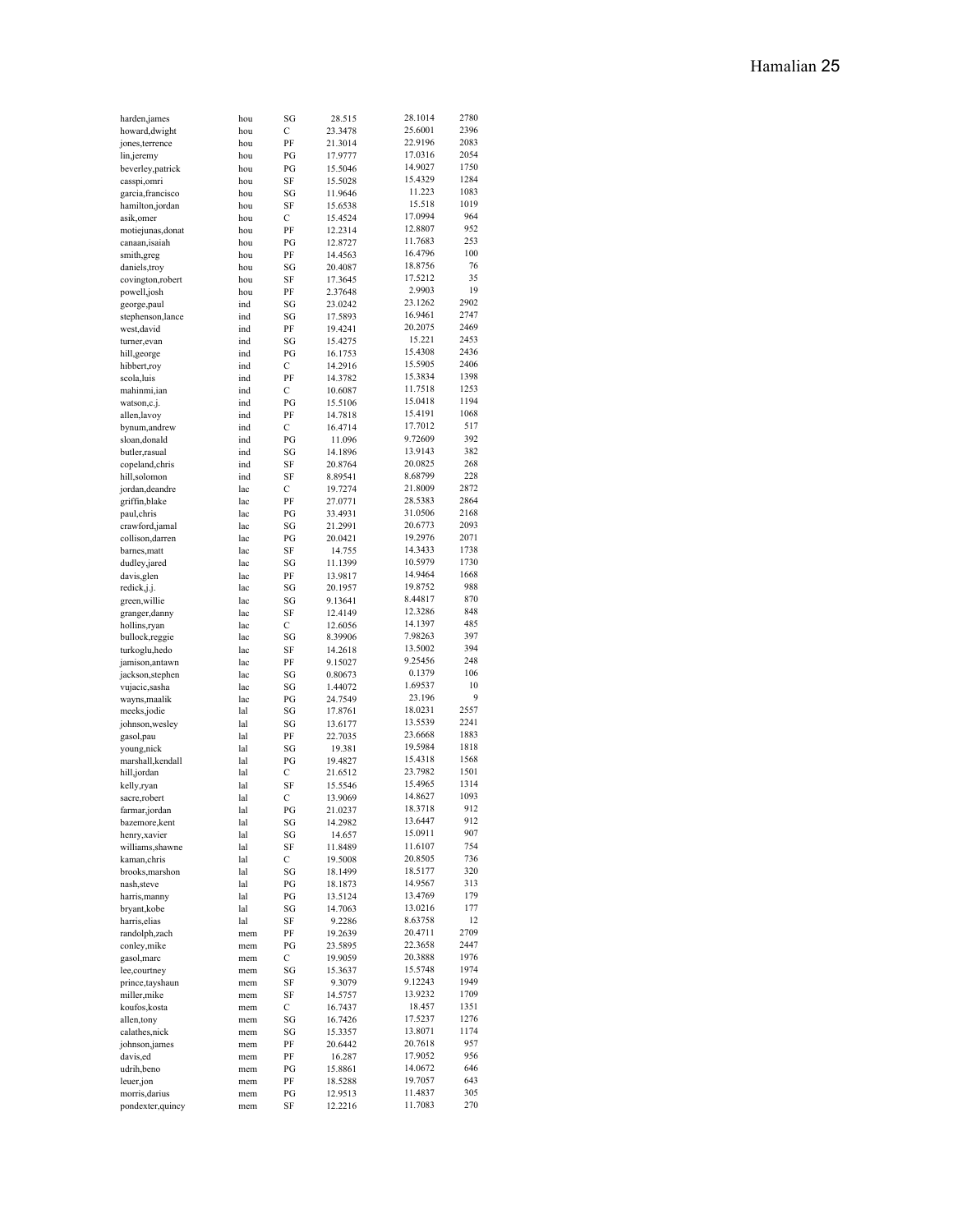| | | | | | |
|---|---|---|---|---|---|
| harden,james | hou | SG | 28.515 | 28.1014 | 2780 |
| howard,dwight | hou | C | 23.3478 | 25.6001 | 2396 |
| jones,terrence | hou | PF | 21.3014 | 22.9196 | 2083 |
| lin,jeremy | hou | PG | 17.9777 | 17.0316 | 2054 |
| beverley,patrick | hou | PG | 15.5046 | 14.9027 | 1750 |
| casspi,omri | hou | SF | 15.5028 | 15.4329 | 1284 |
| garcia,francisco | hou | SG | 11.9646 | 11.223 | 1083 |
| hamilton,jordan | hou | SF | 15.6538 | 15.518 | 1019 |
| asik,omer | hou | C | 15.4524 | 17.0994 | 964 |
| motiejunas,donat | hou | PF | 12.2314 | 12.8807 | 952 |
| canaan,isaiah | hou | PG | 12.8727 | 11.7683 | 253 |
| smith,greg | hou | PF | 14.4563 | 16.4796 | 100 |
| daniels,troy | hou | SG | 20.4087 | 18.8756 | 76 |
| covington,robert | hou | SF | 17.3645 | 17.5212 | 35 |
| powell,josh | hou | PF | 2.37648 | 2.9903 | 19 |
| george,paul | ind | SG | 23.0242 | 23.1262 | 2902 |
| stephenson,lance | ind | SG | 17.5893 | 16.9461 | 2747 |
| west,david | ind | PF | 19.4241 | 20.2075 | 2469 |
| turner,evan | ind | SG | 15.4275 | 15.221 | 2453 |
| hill,george | ind | PG | 16.1753 | 15.4308 | 2436 |
| hibbert,roy | ind | C | 14.2916 | 15.5905 | 2406 |
| scola,luis | ind | PF | 14.3782 | 15.3834 | 1398 |
| mahinmi,ian | ind | C | 10.6087 | 11.7518 | 1253 |
| watson,c.j. | ind | PG | 15.5106 | 15.0418 | 1194 |
| allen,lavoy | ind | PF | 14.7818 | 15.4191 | 1068 |
| bynum,andrew | ind | C | 16.4714 | 17.7012 | 517 |
| sloan,donald | ind | PG | 11.096 | 9.72609 | 392 |
| butler,rasual | ind | SG | 14.1896 | 13.9143 | 382 |
| copeland,chris | ind | SF | 20.8764 | 20.0825 | 268 |
| hill,solomon | ind | SF | 8.89541 | 8.68799 | 228 |
| jordan,deandre | lac | C | 19.7274 | 21.8009 | 2872 |
| griffin,blake | lac | PF | 27.0771 | 28.5383 | 2864 |
| paul,chris | lac | PG | 33.4931 | 31.0506 | 2168 |
| crawford,jamal | lac | SG | 21.2991 | 20.6773 | 2093 |
| collison,darren | lac | PG | 20.0421 | 19.2976 | 2071 |
| barnes,matt | lac | SF | 14.755 | 14.3433 | 1738 |
| dudley,jared | lac | SG | 11.1399 | 10.5979 | 1730 |
| davis,glen | lac | PF | 13.9817 | 14.9464 | 1668 |
| redick,j.j. | lac | SG | 20.1957 | 19.8752 | 988 |
| green,willie | lac | SG | 9.13641 | 8.44817 | 870 |
| granger,danny | lac | SF | 12.4149 | 12.3286 | 848 |
| hollins,ryan | lac | C | 12.6056 | 14.1397 | 485 |
| bullock,reggie | lac | SG | 8.39906 | 7.98263 | 397 |
| turkoglu,hedo | lac | SF | 14.2618 | 13.5002 | 394 |
| jamison,antawn | lac | PF | 9.15027 | 9.25456 | 248 |
| jackson,stephen | lac | SG | 0.80673 | 0.1379 | 106 |
| vujacic,sasha | lac | SG | 1.44072 | 1.69537 | 10 |
| wayns,maalik | lac | PG | 24.7549 | 23.196 | 9 |
| meeks,jodie | lal | SG | 17.8761 | 18.0231 | 2557 |
| johnson,wesley | lal | SG | 13.6177 | 13.5539 | 2241 |
| gasol,pau | lal | PF | 22.7035 | 23.6668 | 1883 |
| young,nick | lal | SG | 19.381 | 19.5984 | 1818 |
| marshall,kendall | lal | PG | 19.4827 | 15.4318 | 1568 |
| hill,jordan | lal | C | 21.6512 | 23.7982 | 1501 |
| kelly,ryan | lal | SF | 15.5546 | 15.4965 | 1314 |
| sacre,robert | lal | C | 13.9069 | 14.8627 | 1093 |
| farmar,jordan | lal | PG | 21.0237 | 18.3718 | 912 |
| bazemore,kent | lal | SG | 14.2982 | 13.6447 | 912 |
| henry,xavier | lal | SG | 14.657 | 15.0911 | 907 |
| williams,shawne | lal | SF | 11.8489 | 11.6107 | 754 |
| kaman,chris | lal | C | 19.5008 | 20.8505 | 736 |
| brooks,marshon | lal | SG | 18.1499 | 18.5177 | 320 |
| nash,steve | lal | PG | 18.1873 | 14.9567 | 313 |
| harris,manny | lal | PG | 13.5124 | 13.4769 | 179 |
| bryant,kobe | lal | SG | 14.7063 | 13.0216 | 177 |
| harris,elias | lal | SF | 9.2286 | 8.63758 | 12 |
| randolph,zach | mem | PF | 19.2639 | 20.4711 | 2709 |
| conley,mike | mem | PG | 23.5895 | 22.3658 | 2447 |
| gasol,marc | mem | C | 19.9059 | 20.3888 | 1976 |
| lee,courtney | mem | SG | 15.3637 | 15.5748 | 1974 |
| prince,tayshaun | mem | SF | 9.3079 | 9.12243 | 1949 |
| miller,mike | mem | SF | 14.5757 | 13.9232 | 1709 |
| koufos,kosta | mem | C | 16.7437 | 18.457 | 1351 |
| allen,tony | mem | SG | 16.7426 | 17.5237 | 1276 |
| calathes,nick | mem | SG | 15.3357 | 13.8071 | 1174 |
| johnson,james | mem | PF | 20.6442 | 20.7618 | 957 |
| davis,ed | mem | PF | 16.287 | 17.9052 | 956 |
| udrih,beno | mem | PG | 15.8861 | 14.0672 | 646 |
| leuer,jon | mem | PF | 18.5288 | 19.7057 | 643 |
| morris,darius | mem | PG | 12.9513 | 11.4837 | 305 |
| pondexter,quincy | mem | SF | 12.2216 | 11.7083 | 270 |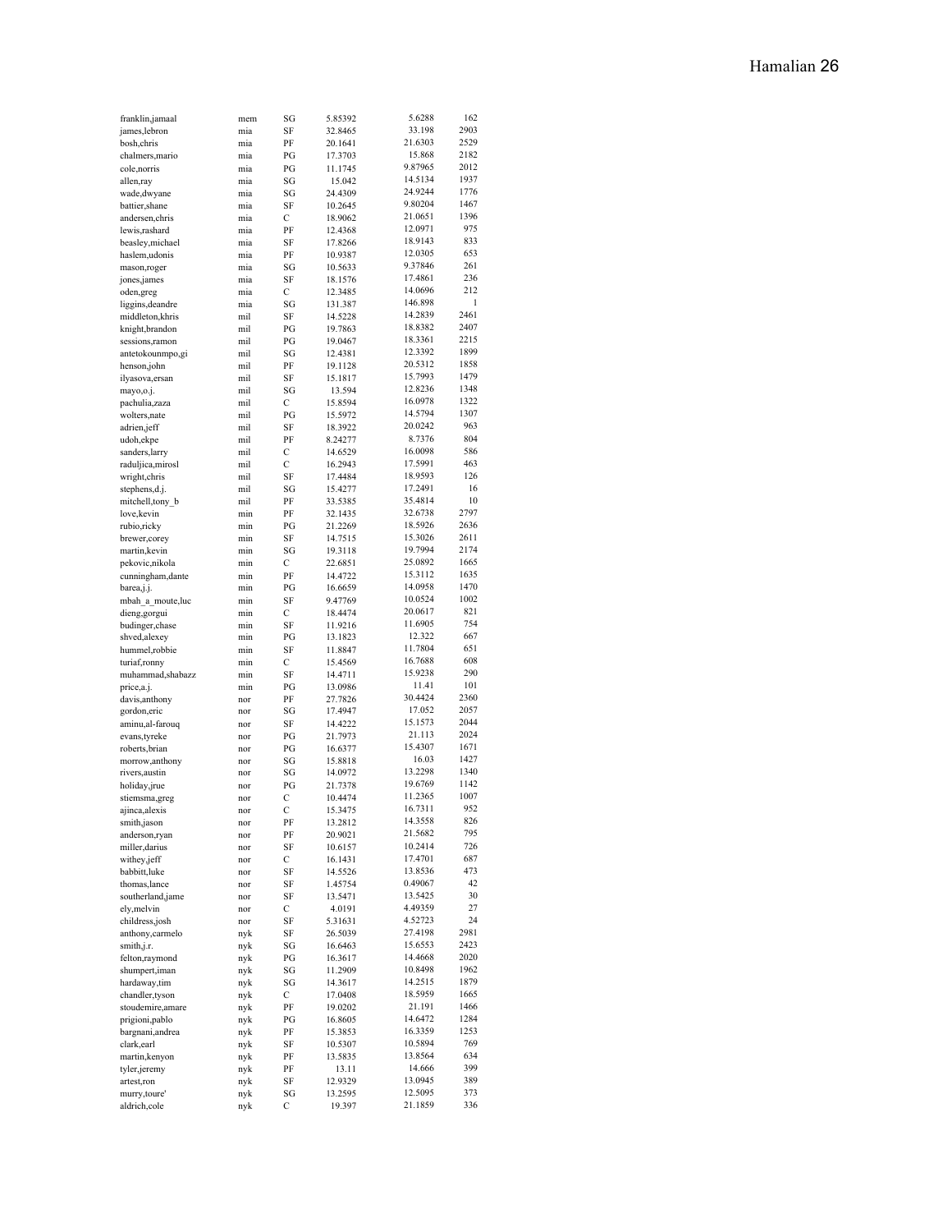| | | | | | |
|---|---|---|---|---|---|
| franklin,jamaal | mem | SG | 5.85392 | 5.6288 | 162 |
| james,lebron | mia | SF | 32.8465 | 33.198 | 2903 |
| bosh,chris | mia | PF | 20.1641 | 21.6303 | 2529 |
| chalmers,mario | mia | PG | 17.3703 | 15.868 | 2182 |
| cole,norris | mia | PG | 11.1745 | 9.87965 | 2012 |
| allen,ray | mia | SG | 15.042 | 14.5134 | 1937 |
| wade,dwyane | mia | SG | 24.4309 | 24.9244 | 1776 |
| battier,shane | mia | SF | 10.2645 | 9.80204 | 1467 |
| andersen,chris | mia | C | 18.9062 | 21.0651 | 1396 |
| lewis,rashard | mia | PF | 12.4368 | 12.0971 | 975 |
| beasley,michael | mia | SF | 17.8266 | 18.9143 | 833 |
| haslem,udonis | mia | PF | 10.9387 | 12.0305 | 653 |
| mason,roger | mia | SG | 10.5633 | 9.37846 | 261 |
| jones,james | mia | SF | 18.1576 | 17.4861 | 236 |
| oden,greg | mia | C | 12.3485 | 14.0696 | 212 |
| liggins,deandre | mia | SG | 131.387 | 146.898 | 1 |
| middleton,khris | mil | SF | 14.5228 | 14.2839 | 2461 |
| knight,brandon | mil | PG | 19.7863 | 18.8382 | 2407 |
| sessions,ramon | mil | PG | 19.0467 | 18.3361 | 2215 |
| antetokounmpo,gi | mil | SG | 12.4381 | 12.3392 | 1899 |
| henson,john | mil | PF | 19.1128 | 20.5312 | 1858 |
| ilyasova,ersan | mil | SF | 15.1817 | 15.7993 | 1479 |
| mayo,o.j. | mil | SG | 13.594 | 12.8236 | 1348 |
| pachulia,zaza | mil | C | 15.8594 | 16.0978 | 1322 |
| wolters,nate | mil | PG | 15.5972 | 14.5794 | 1307 |
| adrien,jeff | mil | SF | 18.3922 | 20.0242 | 963 |
| udoh,ekpe | mil | PF | 8.24277 | 8.7376 | 804 |
| sanders,larry | mil | C | 14.6529 | 16.0098 | 586 |
| raduljica,mirosl | mil | C | 16.2943 | 17.5991 | 463 |
| wright,chris | mil | SF | 17.4484 | 18.9593 | 126 |
| stephens,d.j. | mil | SG | 15.4277 | 17.2491 | 16 |
| mitchell,tony_b | mil | PF | 33.5385 | 35.4814 | 10 |
| love,kevin | min | PF | 32.1435 | 32.6738 | 2797 |
| rubio,ricky | min | PG | 21.2269 | 18.5926 | 2636 |
| brewer,corey | min | SF | 14.7515 | 15.3026 | 2611 |
| martin,kevin | min | SG | 19.3118 | 19.7994 | 2174 |
| pekovic,nikola | min | C | 22.6851 | 25.0892 | 1665 |
| cunningham,dante | min | PF | 14.4722 | 15.3112 | 1635 |
| barea,j.j. | min | PG | 16.6659 | 14.0958 | 1470 |
| mbah_a_moute,luc | min | SF | 9.47769 | 10.0524 | 1002 |
| dieng,gorgui | min | C | 18.4474 | 20.0617 | 821 |
| budinger,chase | min | SF | 11.9216 | 11.6905 | 754 |
| shved,alexey | min | PG | 13.1823 | 12.322 | 667 |
| hummel,robbie | min | SF | 11.8847 | 11.7804 | 651 |
| turiaf,ronny | min | C | 15.4569 | 16.7688 | 608 |
| muhammad,shabazz | min | SF | 14.4711 | 15.9238 | 290 |
| price,a.j. | min | PG | 13.0986 | 11.41 | 101 |
| davis,anthony | nor | PF | 27.7826 | 30.4424 | 2360 |
| gordon,eric | nor | SG | 17.4947 | 17.052 | 2057 |
| aminu,al-farouq | nor | SF | 14.4222 | 15.1573 | 2044 |
| evans,tyreke | nor | PG | 21.7973 | 21.113 | 2024 |
| roberts,brian | nor | PG | 16.6377 | 15.4307 | 1671 |
| morrow,anthony | nor | SG | 15.8818 | 16.03 | 1427 |
| rivers,austin | nor | SG | 14.0972 | 13.2298 | 1340 |
| holiday,jrue | nor | PG | 21.7378 | 19.6769 | 1142 |
| stiemsma,greg | nor | C | 10.4474 | 11.2365 | 1007 |
| ajinca,alexis | nor | C | 15.3475 | 16.7311 | 952 |
| smith,jason | nor | PF | 13.2812 | 14.3558 | 826 |
| anderson,ryan | nor | PF | 20.9021 | 21.5682 | 795 |
| miller,darius | nor | SF | 10.6157 | 10.2414 | 726 |
| withey,jeff | nor | C | 16.1431 | 17.4701 | 687 |
| babbitt,luke | nor | SF | 14.5526 | 13.8536 | 473 |
| thomas,lance | nor | SF | 1.45754 | 0.49067 | 42 |
| southerland,jame | nor | SF | 13.5471 | 13.5425 | 30 |
| ely,melvin | nor | C | 4.0191 | 4.49359 | 27 |
| childress,josh | nor | SF | 5.31631 | 4.52723 | 24 |
| anthony,carmelo | nyk | SF | 26.5039 | 27.4198 | 2981 |
| smith,j.r. | nyk | SG | 16.6463 | 15.6553 | 2423 |
| felton,raymond | nyk | PG | 16.3617 | 14.4668 | 2020 |
| shumpert,iman | nyk | SG | 11.2909 | 10.8498 | 1962 |
| hardaway,tim | nyk | SG | 14.3617 | 14.2515 | 1879 |
| chandler,tyson | nyk | C | 17.0408 | 18.5959 | 1665 |
| stoudemire,amare | nyk | PF | 19.0202 | 21.191 | 1466 |
| prigioni,pablo | nyk | PG | 16.8605 | 14.6472 | 1284 |
| bargnani,andrea | nyk | PF | 15.3853 | 16.3359 | 1253 |
| clark,earl | nyk | SF | 10.5307 | 10.5894 | 769 |
| martin,kenyon | nyk | PF | 13.5835 | 13.8564 | 634 |
| tyler,jeremy | nyk | PF | 13.11 | 14.666 | 399 |
| artest,ron | nyk | SF | 12.9329 | 13.0945 | 389 |
| murry,toure' | nyk | SG | 13.2595 | 12.5095 | 373 |
| aldrich,cole | nyk | C | 19.397 | 21.1859 | 336 |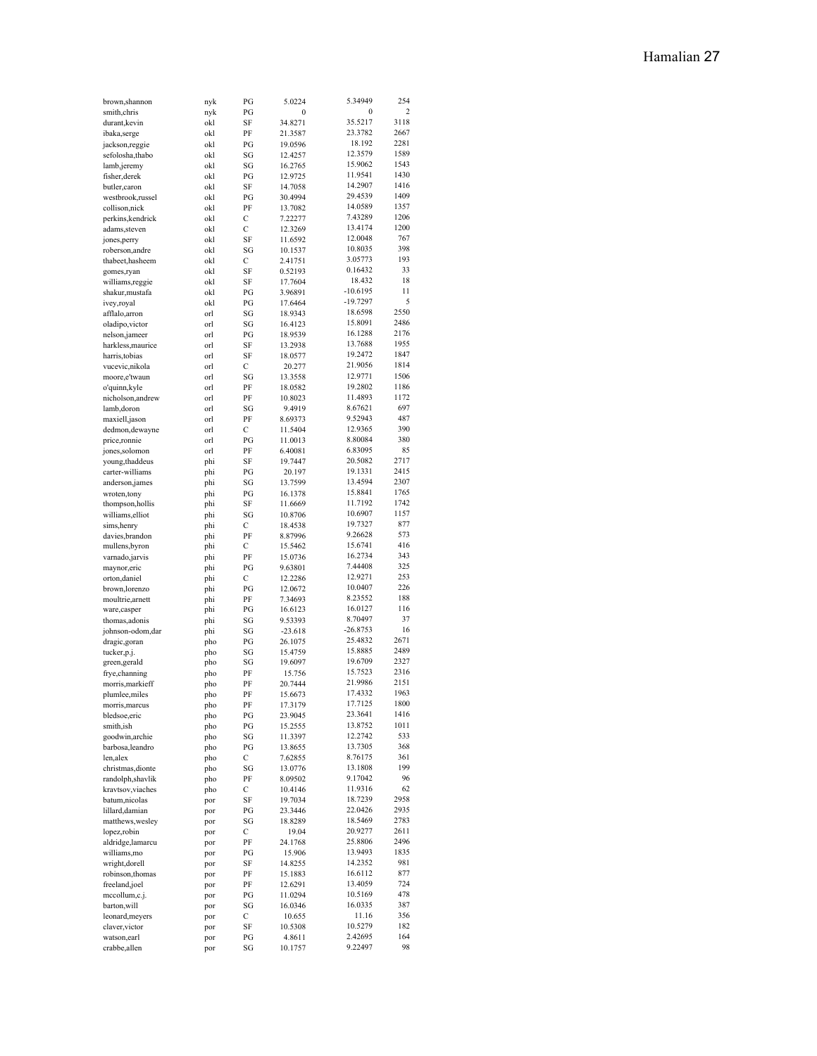| | | | | | |
|---|---|---|---|---|---|
| brown,shannon | nyk | PG | 5.0224 | 5.34949 | 254 |
| smith,chris | nyk | PG | 0 | 0 | 2 |
| durant,kevin | okl | SF | 34.8271 | 35.5217 | 3118 |
| ibaka,serge | okl | PF | 21.3587 | 23.3782 | 2667 |
| jackson,reggie | okl | PG | 19.0596 | 18.192 | 2281 |
| sefolosha,thabo | okl | SG | 12.4257 | 12.3579 | 1589 |
| lamb,jeremy | okl | SG | 16.2765 | 15.9062 | 1543 |
| fisher,derek | okl | PG | 12.9725 | 11.9541 | 1430 |
| butler,caron | okl | SF | 14.7058 | 14.2907 | 1416 |
| westbrook,russel | okl | PG | 30.4994 | 29.4539 | 1409 |
| collison,nick | okl | PF | 13.7082 | 14.0589 | 1357 |
| perkins,kendrick | okl | C | 7.22277 | 7.43289 | 1206 |
| adams,steven | okl | C | 12.3269 | 13.4174 | 1200 |
| jones,perry | okl | SF | 11.6592 | 12.0048 | 767 |
| roberson,andre | okl | SG | 10.1537 | 10.8035 | 398 |
| thabeet,hasheem | okl | C | 2.41751 | 3.05773 | 193 |
| gomes,ryan | okl | SF | 0.52193 | 0.16432 | 33 |
| williams,reggie | okl | SF | 17.7604 | 18.432 | 18 |
| shakur,mustafa | okl | PG | 3.96891 | -10.6195 | 11 |
| ivey,royal | okl | PG | 17.6464 | -19.7297 | 5 |
| afflalo,arron | orl | SG | 18.9343 | 18.6598 | 2550 |
| oladipo,victor | orl | SG | 16.4123 | 15.8091 | 2486 |
| nelson,jameer | orl | PG | 18.9539 | 16.1288 | 2176 |
| harkless,maurice | orl | SF | 13.2938 | 13.7688 | 1955 |
| harris,tobias | orl | SF | 18.0577 | 19.2472 | 1847 |
| vucevic,nikola | orl | C | 20.277 | 21.9056 | 1814 |
| moore,e'twaun | orl | SG | 13.3558 | 12.9771 | 1506 |
| o'quinn,kyle | orl | PF | 18.0582 | 19.2802 | 1186 |
| nicholson,andrew | orl | PF | 10.8023 | 11.4893 | 1172 |
| lamb,doron | orl | SG | 9.4919 | 8.67621 | 697 |
| maxiell,jason | orl | PF | 8.69373 | 9.52943 | 487 |
| dedmon,dewayne | orl | C | 11.5404 | 12.9365 | 390 |
| price,ronnie | orl | PG | 11.0013 | 8.80084 | 380 |
| jones,solomon | orl | PF | 6.40081 | 6.83095 | 85 |
| young,thaddeus | phi | SF | 19.7447 | 20.5082 | 2717 |
| carter-williams | phi | PG | 20.197 | 19.1331 | 2415 |
| anderson,james | phi | SG | 13.7599 | 13.4594 | 2307 |
| wroten,tony | phi | PG | 16.1378 | 15.8841 | 1765 |
| thompson,hollis | phi | SF | 11.6669 | 11.7192 | 1742 |
| williams,elliot | phi | SG | 10.8706 | 10.6907 | 1157 |
| sims,henry | phi | C | 18.4538 | 19.7327 | 877 |
| davies,brandon | phi | PF | 8.87996 | 9.26628 | 573 |
| mullens,byron | phi | C | 15.5462 | 15.6741 | 416 |
| varnado,jarvis | phi | PF | 15.0736 | 16.2734 | 343 |
| maynor,eric | phi | PG | 9.63801 | 7.44408 | 325 |
| orton,daniel | phi | C | 12.2286 | 12.9271 | 253 |
| brown,lorenzo | phi | PG | 12.0672 | 10.0407 | 226 |
| moultrie,arnett | phi | PF | 7.34693 | 8.23552 | 188 |
| ware,casper | phi | PG | 16.6123 | 16.0127 | 116 |
| thomas,adonis | phi | SG | 9.53393 | 8.70497 | 37 |
| johnson-odom,dar | phi | SG | -23.618 | -26.8753 | 16 |
| dragic,goran | pho | PG | 26.1075 | 25.4832 | 2671 |
| tucker,p.j. | pho | SG | 15.4759 | 15.8885 | 2489 |
| green,gerald | pho | SG | 19.6097 | 19.6709 | 2327 |
| frye,channing | pho | PF | 15.756 | 15.7523 | 2316 |
| morris,markieff | pho | PF | 20.7444 | 21.9986 | 2151 |
| plumlee,miles | pho | PF | 15.6673 | 17.4332 | 1963 |
| morris,marcus | pho | PF | 17.3179 | 17.7125 | 1800 |
| bledsoe,eric | pho | PG | 23.9045 | 23.3641 | 1416 |
| smith,ish | pho | PG | 15.2555 | 13.8752 | 1011 |
| goodwin,archie | pho | SG | 11.3397 | 12.2742 | 533 |
| barbosa,leandro | pho | PG | 13.8655 | 13.7305 | 368 |
| len,alex | pho | C | 7.62855 | 8.76175 | 361 |
| christmas,dionte | pho | SG | 13.0776 | 13.1808 | 199 |
| randolph,shavlik | pho | PF | 8.09502 | 9.17042 | 96 |
| kravtsov,viaches | pho | C | 10.4146 | 11.9316 | 62 |
| batum,nicolas | por | SF | 19.7034 | 18.7239 | 2958 |
| lillard,damian | por | PG | 23.3446 | 22.0426 | 2935 |
| matthews,wesley | por | SG | 18.8289 | 18.5469 | 2783 |
| lopez,robin | por | C | 19.04 | 20.9277 | 2611 |
| aldridge,lamarcu | por | PF | 24.1768 | 25.8806 | 2496 |
| williams,mo | por | PG | 15.906 | 13.9493 | 1835 |
| wright,dorell | por | SF | 14.8255 | 14.2352 | 981 |
| robinson,thomas | por | PF | 15.1883 | 16.6112 | 877 |
| freeland,joel | por | PF | 12.6291 | 13.4059 | 724 |
| mccollum,c.j. | por | PG | 11.0294 | 10.5169 | 478 |
| barton,will | por | SG | 16.0346 | 16.0335 | 387 |
| leonard,meyers | por | C | 10.655 | 11.16 | 356 |
| claver,victor | por | SF | 10.5308 | 10.5279 | 182 |
| watson,earl | por | PG | 4.8611 | 2.42695 | 164 |
| crabbe,allen | por | SG | 10.1757 | 9.22497 | 98 |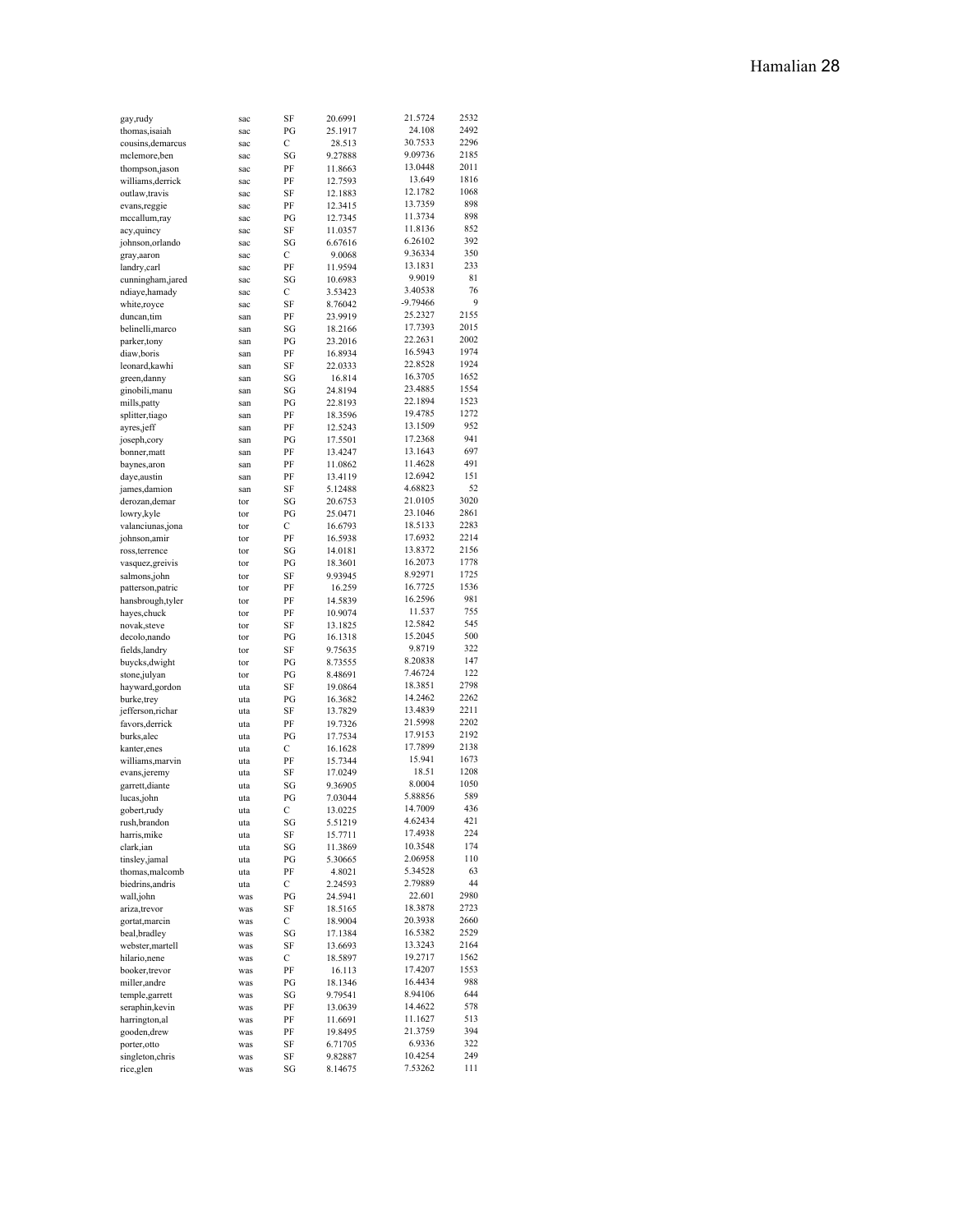| | | | | | |
|---|---|---|---|---|---|
| gay,rudy | sac | SF | 20.6991 | 21.5724 | 2532 |
| thomas,isaiah | sac | PG | 25.1917 | 24.108 | 2492 |
| cousins,demarcus | sac | C | 28.513 | 30.7533 | 2296 |
| mclemore,ben | sac | SG | 9.27888 | 9.09736 | 2185 |
| thompson,jason | sac | PF | 11.8663 | 13.0448 | 2011 |
| williams,derrick | sac | PF | 12.7593 | 13.649 | 1816 |
| outlaw,travis | sac | SF | 12.1883 | 12.1782 | 1068 |
| evans,reggie | sac | PF | 12.3415 | 13.7359 | 898 |
| mccallum,ray | sac | PG | 12.7345 | 11.3734 | 898 |
| acy,quincy | sac | SF | 11.0357 | 11.8136 | 852 |
| johnson,orlando | sac | SG | 6.67616 | 6.26102 | 392 |
| gray,aaron | sac | C | 9.0068 | 9.36334 | 350 |
| landry,carl | sac | PF | 11.9594 | 13.1831 | 233 |
| cunningham,jared | sac | SG | 10.6983 | 9.9019 | 81 |
| ndiaye,hamady | sac | C | 3.53423 | 3.40538 | 76 |
| white,royce | sac | SF | 8.76042 | -9.79466 | 9 |
| duncan,tim | san | PF | 23.9919 | 25.2327 | 2155 |
| belinelli,marco | san | SG | 18.2166 | 17.7393 | 2015 |
| parker,tony | san | PG | 23.2016 | 22.2631 | 2002 |
| diaw,boris | san | PF | 16.8934 | 16.5943 | 1974 |
| leonard,kawhi | san | SF | 22.0333 | 22.8528 | 1924 |
| green,danny | san | SG | 16.814 | 16.3705 | 1652 |
| ginobili,manu | san | SG | 24.8194 | 23.4885 | 1554 |
| mills,patty | san | PG | 22.8193 | 22.1894 | 1523 |
| splitter,tiago | san | PF | 18.3596 | 19.4785 | 1272 |
| ayres,jeff | san | PF | 12.5243 | 13.1509 | 952 |
| joseph,cory | san | PG | 17.5501 | 17.2368 | 941 |
| bonner,matt | san | PF | 13.4247 | 13.1643 | 697 |
| baynes,aron | san | PF | 11.0862 | 11.4628 | 491 |
| daye,austin | san | PF | 13.4119 | 12.6942 | 151 |
| james,damion | san | SF | 5.12488 | 4.68823 | 52 |
| derozan,demar | tor | SG | 20.6753 | 21.0105 | 3020 |
| lowry,kyle | tor | PG | 25.0471 | 23.1046 | 2861 |
| valanciunas,jona | tor | C | 16.6793 | 18.5133 | 2283 |
| johnson,amir | tor | PF | 16.5938 | 17.6932 | 2214 |
| ross,terrence | tor | SG | 14.0181 | 13.8372 | 2156 |
| vasquez,greivis | tor | PG | 18.3601 | 16.2073 | 1778 |
| salmons,john | tor | SF | 9.93945 | 8.92971 | 1725 |
| patterson,patric | tor | PF | 16.259 | 16.7725 | 1536 |
| hansbrough,tyler | tor | PF | 14.5839 | 16.2596 | 981 |
| hayes,chuck | tor | PF | 10.9074 | 11.537 | 755 |
| novak,steve | tor | SF | 13.1825 | 12.5842 | 545 |
| decolo,nando | tor | PG | 16.1318 | 15.2045 | 500 |
| fields,landry | tor | SF | 9.75635 | 9.8719 | 322 |
| buycks,dwight | tor | PG | 8.73555 | 8.20838 | 147 |
| stone,julyan | tor | PG | 8.48691 | 7.46724 | 122 |
| hayward,gordon | uta | SF | 19.0864 | 18.3851 | 2798 |
| burke,trey | uta | PG | 16.3682 | 14.2462 | 2262 |
| jefferson,richar | uta | SF | 13.7829 | 13.4839 | 2211 |
| favors,derrick | uta | PF | 19.7326 | 21.5998 | 2202 |
| burks,alec | uta | PG | 17.7534 | 17.9153 | 2192 |
| kanter,enes | uta | C | 16.1628 | 17.7899 | 2138 |
| williams,marvin | uta | PF | 15.7344 | 15.941 | 1673 |
| evans,jeremy | uta | SF | 17.0249 | 18.51 | 1208 |
| garrett,diante | uta | SG | 9.36905 | 8.0004 | 1050 |
| lucas,john | uta | PG | 7.03044 | 5.88856 | 589 |
| gobert,rudy | uta | C | 13.0225 | 14.7009 | 436 |
| rush,brandon | uta | SG | 5.51219 | 4.62434 | 421 |
| harris,mike | uta | SF | 15.7711 | 17.4938 | 224 |
| clark,ian | uta | SG | 11.3869 | 10.3548 | 174 |
| tinsley,jamal | uta | PG | 5.30665 | 2.06958 | 110 |
| thomas,malcomb | uta | PF | 4.8021 | 5.34528 | 63 |
| biedrins,andris | uta | C | 2.24593 | 2.79889 | 44 |
| wall,john | was | PG | 24.5941 | 22.601 | 2980 |
| ariza,trevor | was | SF | 18.5165 | 18.3878 | 2723 |
| gortat,marcin | was | C | 18.9004 | 20.3938 | 2660 |
| beal,bradley | was | SG | 17.1384 | 16.5382 | 2529 |
| webster,martell | was | SF | 13.6693 | 13.3243 | 2164 |
| hilario,nene | was | C | 18.5897 | 19.2717 | 1562 |
| booker,trevor | was | PF | 16.113 | 17.4207 | 1553 |
| miller,andre | was | PG | 18.1346 | 16.4434 | 988 |
| temple,garrett | was | SG | 9.79541 | 8.94106 | 644 |
| seraphin,kevin | was | PF | 13.0639 | 14.4622 | 578 |
| harrington,al | was | PF | 11.6691 | 11.1627 | 513 |
| gooden,drew | was | PF | 19.8495 | 21.3759 | 394 |
| porter,otto | was | SF | 6.71705 | 6.9336 | 322 |
| singleton,chris | was | SF | 9.82887 | 10.4254 | 249 |
| rice,glen | was | SG | 8.14675 | 7.53262 | 111 |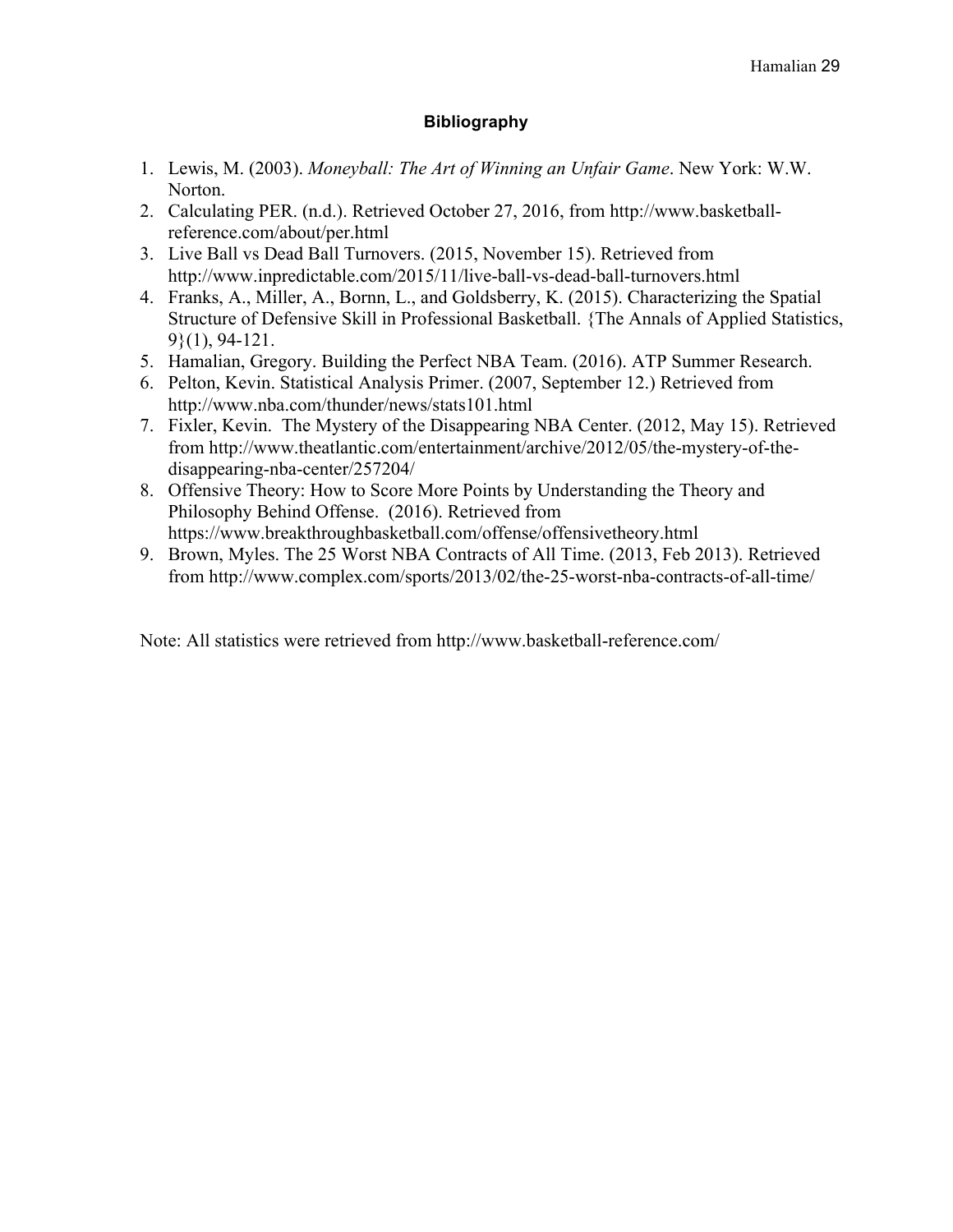## Bibliography

1. Lewis, M. (2003). *Moneyball: The Art of Winning an Unfair Game*. New York: W.W. Norton.
2. Calculating PER. (n.d.). Retrieved October 27, 2016, from http://www.basketball-reference.com/about/per.html
3. Live Ball vs Dead Ball Turnovers. (2015, November 15). Retrieved from http://www.inpredictable.com/2015/11/live-ball-vs-dead-ball-turnovers.html
4. Franks, A., Miller, A., Bornn, L., and Goldsberry, K. (2015). Characterizing the Spatial Structure of Defensive Skill in Professional Basketball. {The Annals of Applied Statistics, 9}(1), 94-121.
5. Hamalian, Gregory. Building the Perfect NBA Team. (2016). ATP Summer Research.
6. Pelton, Kevin. Statistical Analysis Primer. (2007, September 12.) Retrieved from http://www.nba.com/thunder/news/stats101.html
7. Fixler, Kevin. The Mystery of the Disappearing NBA Center. (2012, May 15). Retrieved from http://www.theatlantic.com/entertainment/archive/2012/05/the-mystery-of-the-disappearing-nba-center/257204/
8. Offensive Theory: How to Score More Points by Understanding the Theory and Philosophy Behind Offense. (2016). Retrieved from https://www.breakthroughbasketball.com/offense/offensivetheory.html
9. Brown, Myles. The 25 Worst NBA Contracts of All Time. (2013, Feb 2013). Retrieved from http://www.complex.com/sports/2013/02/the-25-worst-nba-contracts-of-all-time/

Note: All statistics were retrieved from http://www.basketball-reference.com/